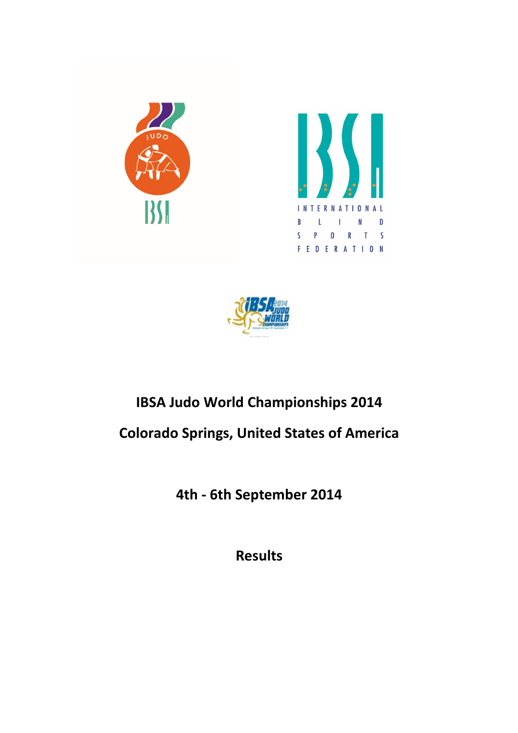# IBSA Judo World Championships 2014

## Colorado Springs, United States of America

## 4th - 6th September 2014

## Results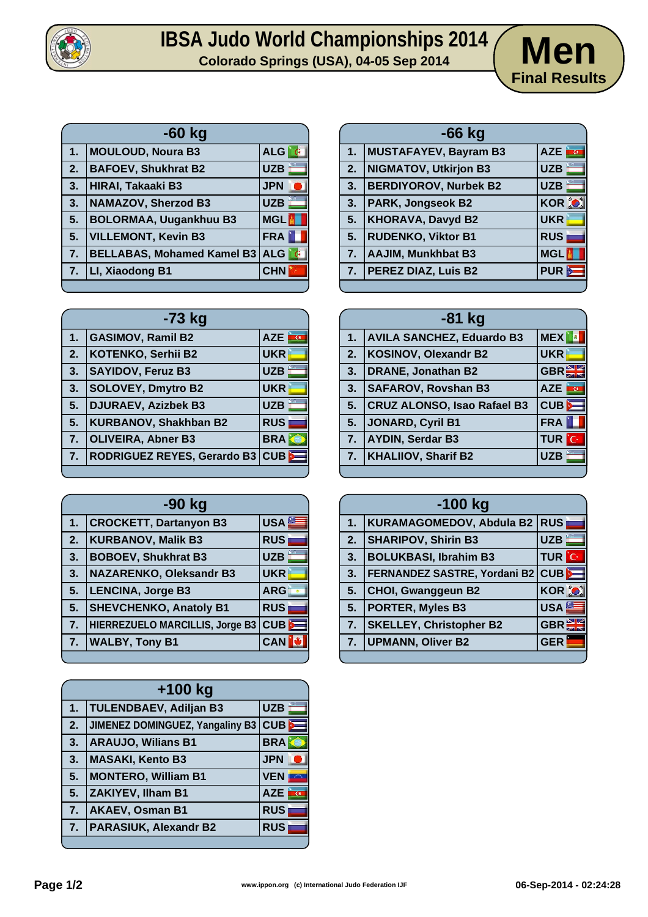# IBSA Judo World Championships 2014

**Colorado Springs (USA), 04-05 Sep 2014**

## Men

**Final Results**

### -60 kg

| Rank | Name | Country |
|---|---|---|
| 1. | MOULOUD, Noura B3 | ALG |
| 2. | BAFOEV, Shukhrat B2 | UZB |
| 3. | HIRAI, Takaaki B3 | JPN |
| 3. | NAMAZOV, Sherzod B3 | UZB |
| 5. | BOLORMAA, Uugankhuu B3 | MGL |
| 5. | VILLEMONT, Kevin B3 | FRA |
| 7. | BELLABAS, Mohamed Kamel B3 | ALG |
| 7. | LI, Xiaodong B1 | CHN |

### -66 kg

| Rank | Name | Country |
|---|---|---|
| 1. | MUSTAFAYEV, Bayram B3 | AZE |
| 2. | NIGMATOV, Utkirjon B3 | UZB |
| 3. | BERDIYOROV, Nurbek B2 | UZB |
| 3. | PARK, Jongseok B2 | KOR |
| 5. | KHORAVA, Davyd B2 | UKR |
| 5. | RUDENKO, Viktor B1 | RUS |
| 7. | AAJIM, Munkhbat B3 | MGL |
| 7. | PEREZ DIAZ, Luis B2 | PUR |

### -73 kg

| Rank | Name | Country |
|---|---|---|
| 1. | GASIMOV, Ramil B2 | AZE |
| 2. | KOTENKO, Serhii B2 | UKR |
| 3. | SAYIDOV, Feruz B3 | UZB |
| 3. | SOLOVEY, Dmytro B2 | UKR |
| 5. | DJURAEV, Azizbek B3 | UZB |
| 5. | KURBANOV, Shakhban B2 | RUS |
| 7. | OLIVEIRA, Abner B3 | BRA |
| 7. | RODRIGUEZ REYES, Gerardo B3 | CUB |

### -81 kg

| Rank | Name | Country |
|---|---|---|
| 1. | AVILA SANCHEZ, Eduardo B3 | MEX |
| 2. | KOSINOV, Olexandr B2 | UKR |
| 3. | DRANE, Jonathan B2 | GBR |
| 3. | SAFAROV, Rovshan B3 | AZE |
| 5. | CRUZ ALONSO, Isao Rafael B3 | CUB |
| 5. | JONARD, Cyril B1 | FRA |
| 7. | AYDIN, Serdar B3 | TUR |
| 7. | KHALIIOV, Sharif B2 | UZB |

### -90 kg

| Rank | Name | Country |
|---|---|---|
| 1. | CROCKETT, Dartanyon B3 | USA |
| 2. | KURBANOV, Malik B3 | RUS |
| 3. | BOBOEV, Shukhrat B3 | UZB |
| 3. | NAZARENKO, Oleksandr B3 | UKR |
| 5. | LENCINA, Jorge B3 | ARG |
| 5. | SHEVCHENKO, Anatoly B1 | RUS |
| 7. | HIERREZUELO MARCILLIS, Jorge B3 | CUB |
| 7. | WALBY, Tony B1 | CAN |

### -100 kg

| Rank | Name | Country |
|---|---|---|
| 1. | KURAMAGOMEDOV, Abdula B2 | RUS |
| 2. | SHARIPOV, Shirin B3 | UZB |
| 3. | BOLUKBASI, Ibrahim B3 | TUR |
| 3. | FERNANDEZ SASTRE, Yordani B2 | CUB |
| 5. | CHOI, Gwanggeun B2 | KOR |
| 5. | PORTER, Myles B3 | USA |
| 7. | SKELLEY, Christopher B2 | GBR |
| 7. | UPMANN, Oliver B2 | GER |

### +100 kg

| Rank | Name | Country |
|---|---|---|
| 1. | TULENDBAEV, Adiljan B3 | UZB |
| 2. | JIMENEZ DOMINGUEZ, Yangaliny B3 | CUB |
| 3. | ARAUJO, Wilians B1 | BRA |
| 3. | MASAKI, Kento B3 | JPN |
| 5. | MONTERO, William B1 | VEN |
| 5. | ZAKIYEV, Ilham B1 | AZE |
| 7. | AKAEV, Osman B1 | RUS |
| 7. | PARASIUK, Alexandr B2 | RUS |

www.ippon.org (c) International Judo Federation IJF

06-Sep-2014 - 02:24:28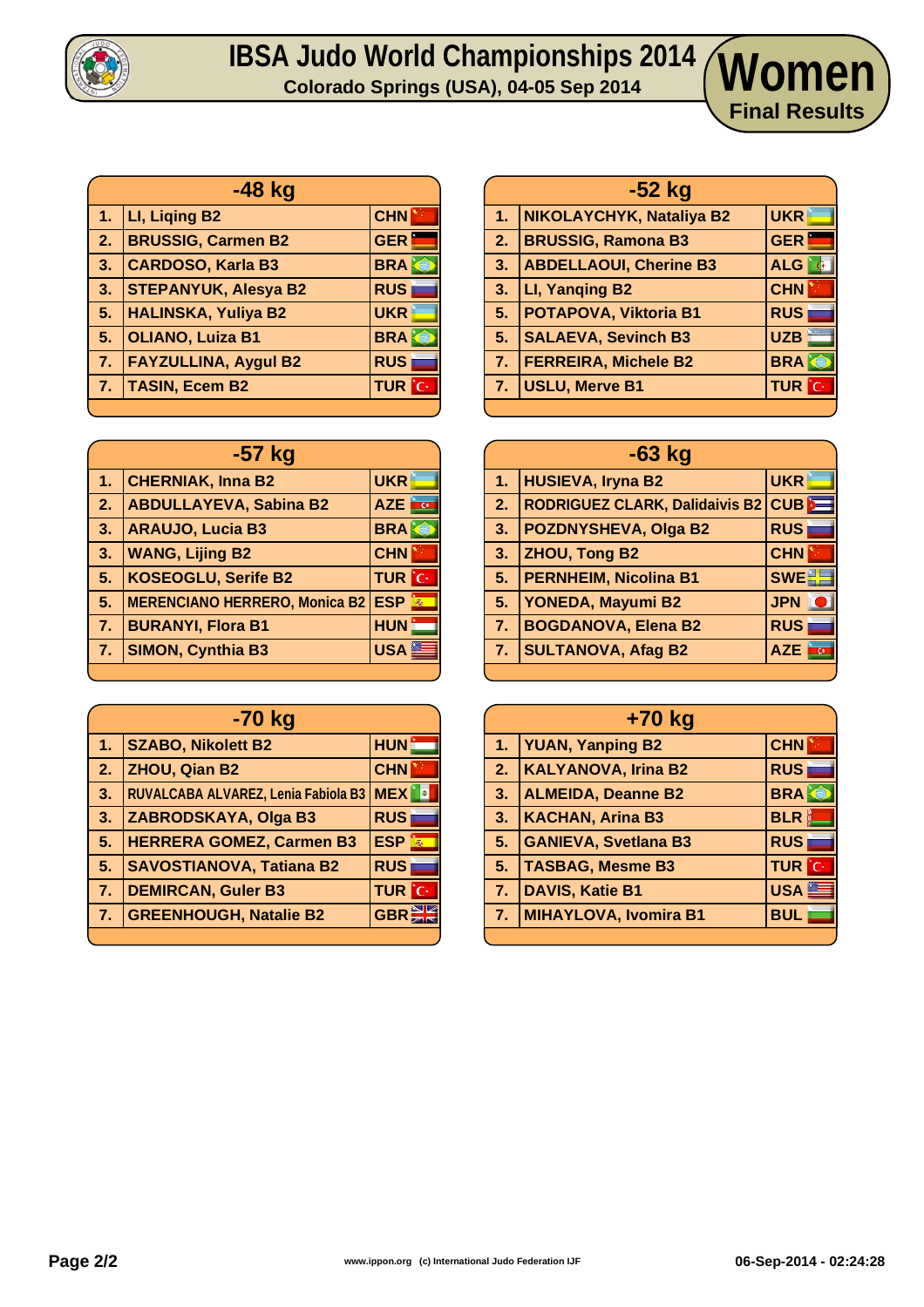# IBSA Judo World Championships 2014

**Colorado Springs (USA), 04-05 Sep 2014**

## Women

**Final Results**

| -48 kg | | |
|---|---|---|
| 1. | LI, Liqing B2 | CHN |
| 2. | BRUSSIG, Carmen B2 | GER |
| 3. | CARDOSO, Karla B3 | BRA |
| 3. | STEPANYUK, Alesya B2 | RUS |
| 5. | HALINSKA, Yuliya B2 | UKR |
| 5. | OLIANO, Luiza B1 | BRA |
| 7. | FAYZULLINA, Aygul B2 | RUS |
| 7. | TASIN, Ecem B2 | TUR |

| -52 kg | | |
|---|---|---|
| 1. | NIKOLAYCHYK, Nataliya B2 | UKR |
| 2. | BRUSSIG, Ramona B3 | GER |
| 3. | ABDELLAOUI, Cherine B3 | ALG |
| 3. | LI, Yanqing B2 | CHN |
| 5. | POTAPOVA, Viktoria B1 | RUS |
| 5. | SALAEVA, Sevinch B3 | UZB |
| 7. | FERREIRA, Michele B2 | BRA |
| 7. | USLU, Merve B1 | TUR |

| -57 kg | | |
|---|---|---|
| 1. | CHERNIAK, Inna B2 | UKR |
| 2. | ABDULLAYEVA, Sabina B2 | AZE |
| 3. | ARAUJO, Lucia B3 | BRA |
| 3. | WANG, Lijing B2 | CHN |
| 5. | KOSEOGLU, Serife B2 | TUR |
| 5. | MERENCIANO HERRERO, Monica B2 | ESP |
| 7. | BURANYI, Flora B1 | HUN |
| 7. | SIMON, Cynthia B3 | USA |

| -63 kg | | |
|---|---|---|
| 1. | HUSIEVA, Iryna B2 | UKR |
| 2. | RODRIGUEZ CLARK, Dalidaivis B2 | CUB |
| 3. | POZDNYSHEVA, Olga B2 | RUS |
| 3. | ZHOU, Tong B2 | CHN |
| 5. | PERNHEIM, Nicolina B1 | SWE |
| 5. | YONEDA, Mayumi B2 | JPN |
| 7. | BOGDANOVA, Elena B2 | RUS |
| 7. | SULTANOVA, Afag B2 | AZE |

| -70 kg | | |
|---|---|---|
| 1. | SZABO, Nikolett B2 | HUN |
| 2. | ZHOU, Qian B2 | CHN |
| 3. | RUVALCABA ALVAREZ, Lenia Fabiola B3 | MEX |
| 3. | ZABRODSKAYA, Olga B3 | RUS |
| 5. | HERRERA GOMEZ, Carmen B3 | ESP |
| 5. | SAVOSTIANOVA, Tatiana B2 | RUS |
| 7. | DEMIRCAN, Guler B3 | TUR |
| 7. | GREENHOUGH, Natalie B2 | GBR |

| +70 kg | | |
|---|---|---|
| 1. | YUAN, Yanping B2 | CHN |
| 2. | KALYANOVA, Irina B2 | RUS |
| 3. | ALMEIDA, Deanne B2 | BRA |
| 3. | KACHAN, Arina B3 | BLR |
| 5. | GANIEVA, Svetlana B3 | RUS |
| 5. | TASBAG, Mesme B3 | TUR |
| 7. | DAVIS, Katie B1 | USA |
| 7. | MIHAYLOVA, Ivomira B1 | BUL |

www.ippon.org (c) International Judo Federation IJF

06-Sep-2014 - 02:24:28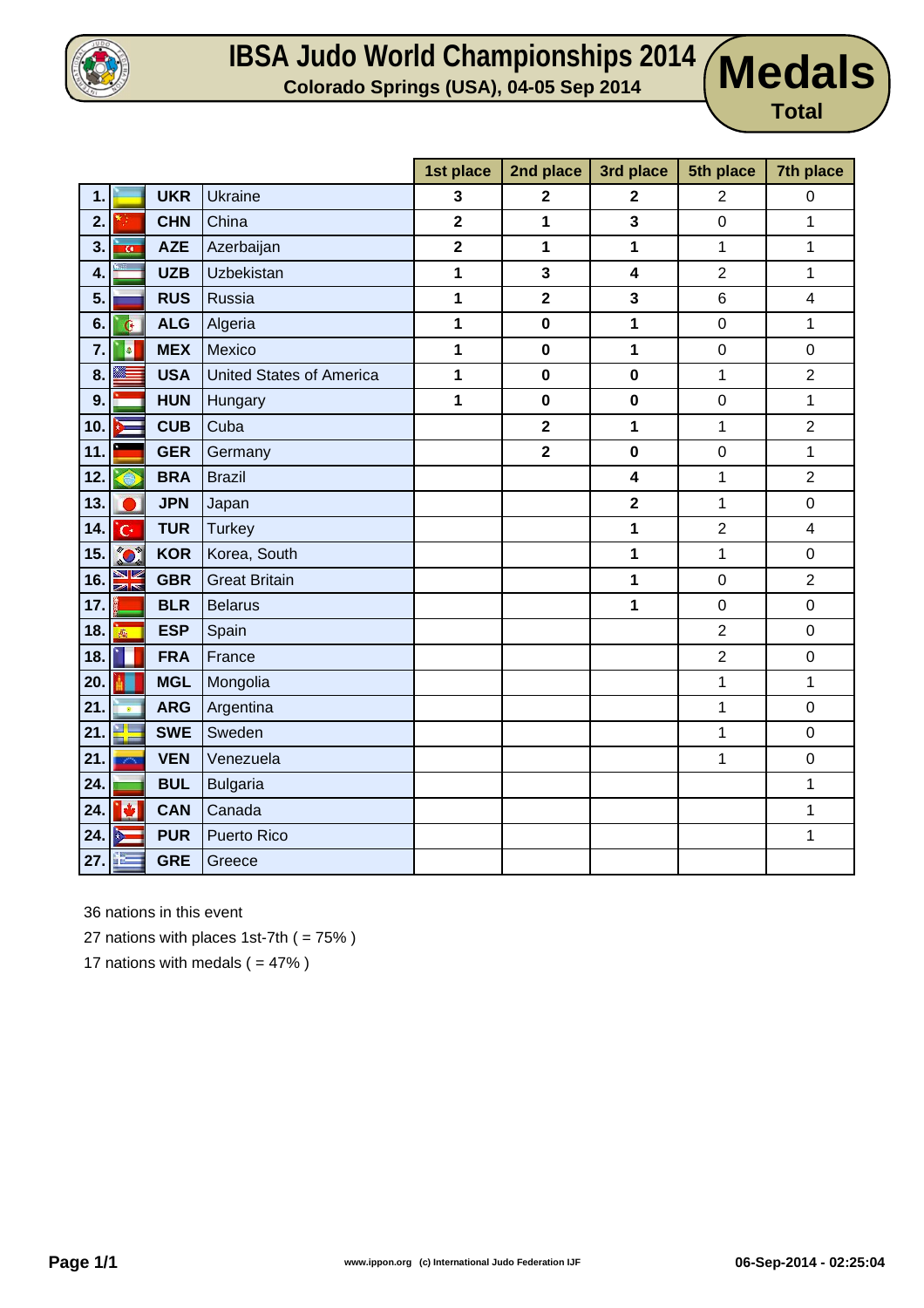# IBSA Judo World Championships 2014

**Colorado Springs (USA), 04-05 Sep 2014**

## Medals Total

| # | | Nation | 1st place | 2nd place | 3rd place | 5th place | 7th place |
|---|---|---|---|---|---|---|---|
| 1. | UKR | Ukraine | **3** | **2** | **2** | 2 | 0 |
| 2. | CHN | China | **2** | **1** | **3** | 0 | 1 |
| 3. | AZE | Azerbaijan | **2** | **1** | **1** | 1 | 1 |
| 4. | UZB | Uzbekistan | **1** | **3** | **4** | 2 | 1 |
| 5. | RUS | Russia | **1** | **2** | **3** | 6 | 4 |
| 6. | ALG | Algeria | **1** | **0** | **1** | 0 | 1 |
| 7. | MEX | Mexico | **1** | **0** | **1** | 0 | 0 |
| 8. | USA | United States of America | **1** | **0** | **0** | 1 | 2 |
| 9. | HUN | Hungary | **1** | **0** | **0** | 0 | 1 |
| 10. | CUB | Cuba | | **2** | **1** | 1 | 2 |
| 11. | GER | Germany | | **2** | **0** | 0 | 1 |
| 12. | BRA | Brazil | | | **4** | 1 | 2 |
| 13. | JPN | Japan | | | **2** | 1 | 0 |
| 14. | TUR | Turkey | | | **1** | 2 | 4 |
| 15. | KOR | Korea, South | | | **1** | 1 | 0 |
| 16. | GBR | Great Britain | | | **1** | 0 | 2 |
| 17. | BLR | Belarus | | | **1** | 0 | 0 |
| 18. | ESP | Spain | | | | 2 | 0 |
| 18. | FRA | France | | | | 2 | 0 |
| 20. | MGL | Mongolia | | | | 1 | 1 |
| 21. | ARG | Argentina | | | | 1 | 0 |
| 21. | SWE | Sweden | | | | 1 | 0 |
| 21. | VEN | Venezuela | | | | 1 | 0 |
| 24. | BUL | Bulgaria | | | | | 1 |
| 24. | CAN | Canada | | | | | 1 |
| 24. | PUR | Puerto Rico | | | | | 1 |
| 27. | GRE | Greece | | | | | |

36 nations in this event

27 nations with places 1st-7th ( = 75% )

17 nations with medals ( = 47% )

www.ippon.org (c) International Judo Federation IJF

06-Sep-2014 - 02:25:04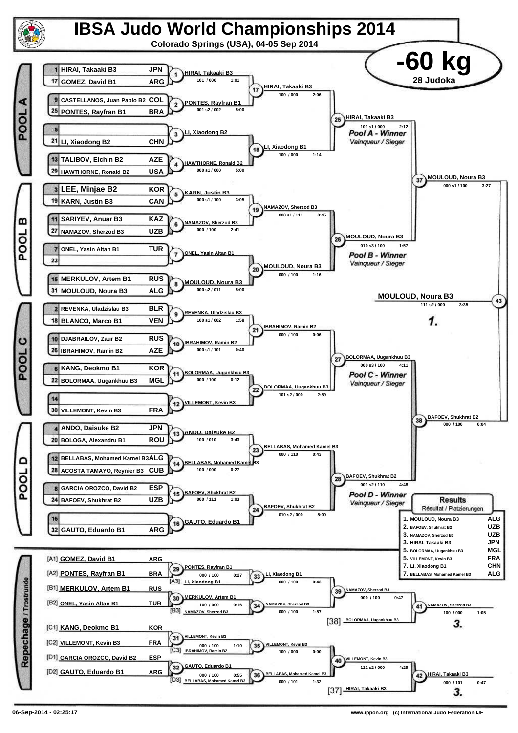# IBSA Judo World Championships 2014

**Colorado Springs (USA), 04-05 Sep 2014**

## -60 kg

**28 Judoka**

### POOL A

| Seed | Name | Country |
|---|---|---|
| 1 | HIRAI, Takaaki B3 | JPN |
| 17 | GOMEZ, David B1 | ARG |
| 9 | CASTELLANOS, Juan Pablo B2 | COL |
| 25 | PONTES, Rayfran B1 | BRA |
| 5 | | |
| 21 | LI, Xiaodong B2 | CHN |
| 13 | TALIBOV, Elchin B2 | AZE |
| 29 | HAWTHORNE, Ronald B2 | USA |

| Contest | Winner | Score | Time |
|---|---|---|---|
| 1 | HIRAI, Takaaki B3 | 101 / 000 | 1:01 |
| 2 | PONTES, Rayfran B1 | 001 s2 / 002 | 5:00 |
| 3 | LI, Xiaodong B2 | | |
| 4 | HAWTHORNE, Ronald B2 | 000 s1 / 000 | 5:00 |
| 17 | HIRAI, Takaaki B3 | 100 / 000 | 2:06 |
| 18 | LI, Xiaodong B1 | 100 / 000 | 1:14 |
| 25 | HIRAI, Takaaki B3 | 101 s1 / 000 | 2:12 |

*Pool A - Winner* / *Vainqueur / Sieger*

### POOL B

| Seed | Name | Country |
|---|---|---|
| 3 | LEE, Minjae B2 | KOR |
| 19 | KARN, Justin B3 | CAN |
| 11 | SARIYEV, Anuar B3 | KAZ |
| 27 | NAMAZOV, Sherzod B3 | UZB |
| 7 | ONEL, Yasin Altan B1 | TUR |
| 23 | | |
| 15 | MERKULOV, Artem B1 | RUS |
| 31 | MOULOUD, Noura B3 | ALG |

| Contest | Winner | Score | Time |
|---|---|---|---|
| 5 | KARN, Justin B3 | 000 s1 / 100 | 3:05 |
| 6 | NAMAZOV, Sherzod B3 | 000 / 100 | 2:41 |
| 7 | ONEL, Yasin Altan B1 | | |
| 8 | MOULOUD, Noura B3 | 000 s2 / 011 | 5:00 |
| 19 | NAMAZOV, Sherzod B3 | 000 s1 / 111 | 0:45 |
| 20 | MOULOUD, Noura B3 | 000 / 100 | 1:16 |
| 26 | MOULOUD, Noura B3 | 010 s3 / 100 | 1:57 |

*Pool B - Winner* / *Vainqueur / Sieger*

### POOL C

| Seed | Name | Country |
|---|---|---|
| 2 | REVENKA, Uladzislau B3 | BLR |
| 18 | BLANCO, Marco B1 | VEN |
| 10 | DJABRAILOV, Zaur B2 | RUS |
| 26 | IBRAHIMOV, Ramin B2 | AZE |
| 6 | KANG, Deokmo B1 | KOR |
| 22 | BOLORMAA, Uugankhuu B3 | MGL |
| 14 | | |
| 30 | VILLEMONT, Kevin B3 | FRA |

| Contest | Winner | Score | Time |
|---|---|---|---|
| 9 | REVENKA, Uladzislau B3 | 100 s1 / 002 | 1:58 |
| 10 | IBRAHIMOV, Ramin B2 | 000 s1 / 101 | 0:40 |
| 11 | BOLORMAA, Uugankhuu B3 | 000 / 100 | 0:12 |
| 12 | VILLEMONT, Kevin B3 | | |
| 21 | IBRAHIMOV, Ramin B2 | 000 / 100 | 0:06 |
| 22 | BOLORMAA, Uugankhuu B3 | 101 s2 / 000 | 2:59 |
| 27 | BOLORMAA, Uugankhuu B3 | 000 s3 / 100 | 4:11 |

*Pool C - Winner* / *Vainqueur / Sieger*

### POOL D

| Seed | Name | Country |
|---|---|---|
| 4 | ANDO, Daisuke B2 | JPN |
| 20 | BOLOGA, Alexandru B1 | ROU |
| 12 | BELLABAS, Mohamed Kamel B3 | ALG |
| 28 | ACOSTA TAMAYO, Reynier B3 | CUB |
| 8 | GARCIA OROZCO, David B2 | ESP |
| 24 | BAFOEV, Shukhrat B2 | UZB |
| 16 | | |
| 32 | GAUTO, Eduardo B1 | ARG |

| Contest | Winner | Score | Time |
|---|---|---|---|
| 13 | ANDO, Daisuke B2 | 100 / 010 | 3:43 |
| 14 | BELLABAS, Mohamed Kamel B3 | 100 / 000 | 0:27 |
| 15 | BAFOEV, Shukhrat B2 | 000 / 111 | 1:03 |
| 16 | GAUTO, Eduardo B1 | | |
| 23 | BELLABAS, Mohamed Kamel B3 | 000 / 110 | 0:43 |
| 24 | BAFOEV, Shukhrat B2 | 010 s2 / 000 | 5:00 |
| 28 | BAFOEV, Shukhrat B2 | 001 s2 / 110 | 4:48 |

*Pool D - Winner* / *Vainqueur / Sieger*

### Semi-finals and Final

| Contest | Winner | Score | Time |
|---|---|---|---|
| 37 | MOULOUD, Noura B3 | 000 s1 / 100 | 3:27 |
| 38 | BAFOEV, Shukhrat B2 | 000 / 100 | 0:04 |
| 43 | MOULOUD, Noura B3 | 111 s2 / 000 | 3:35 |

**1.** MOULOUD, Noura B3

### Repechage / Trostrunde

| Pos | Name | Country |
|---|---|---|
| [A1] | GOMEZ, David B1 | ARG |
| [A2] | PONTES, Rayfran B1 | BRA |
| [B1] | MERKULOV, Artem B1 | RUS |
| [B2] | ONEL, Yasin Altan B1 | TUR |
| [C1] | KANG, Deokmo B1 | KOR |
| [C2] | VILLEMONT, Kevin B3 | FRA |
| [D1] | GARCIA OROZCO, David B2 | ESP |
| [D2] | GAUTO, Eduardo B1 | ARG |

| Contest | Winner | Score | Time | Opponent |
|---|---|---|---|---|
| 29 | PONTES, Rayfran B1 | 000 / 100 | 0:27 | |
| 33 | LI, Xiaodong B1 | 000 / 100 | 0:43 | [A3] LI, Xiaodong B1 |
| 30 | MERKULOV, Artem B1 | 100 / 000 | 0:16 | |
| 34 | NAMAZOV, Sherzod B3 | 000 / 100 | 1:57 | [B3] NAMAZOV, Sherzod B3 |
| 39 | NAMAZOV, Sherzod B3 | 000 / 100 | 0:47 | |
| 41 | NAMAZOV, Sherzod B3 | 100 / 000 | 1:05 | [38] BOLORMAA, Uugankhuu B3 |
| 31 | VILLEMONT, Kevin B3 | 000 / 100 | 1:10 | |
| 35 | VILLEMONT, Kevin B3 | 100 / 000 | 0:00 | [C3] IBRAHIMOV, Ramin B2 |
| 32 | GAUTO, Eduardo B1 | 000 / 100 | 0:55 | |
| 36 | BELLABAS, Mohamed Kamel B3 | 000 / 101 | 1:32 | [D3] BELLABAS, Mohamed Kamel B3 |
| 40 | VILLEMONT, Kevin B3 | 111 s2 / 000 | 4:29 | |
| 42 | HIRAI, Takaaki B3 | 000 / 101 | 0:47 | [37] HIRAI, Takaaki B3 |

**3.** NAMAZOV, Sherzod B3

**3.** HIRAI, Takaaki B3

### Results / Résultat / Platzierungen

| Place | Name | Country |
|---|---|---|
| 1. | MOULOUD, Noura B3 | ALG |
| 2. | BAFOEV, Shukhrat B2 | UZB |
| 3. | NAMAZOV, Sherzod B3 | UZB |
| 3. | HIRAI, Takaaki B3 | JPN |
| 5. | BOLORMAA, Uugankhuu B3 | MGL |
| 5. | VILLEMONT, Kevin B3 | FRA |
| 7. | LI, Xiaodong B1 | CHN |
| 7. | BELLABAS, Mohamed Kamel B3 | ALG |

06-Sep-2014 - 02:25:17

www.ippon.org (c) International Judo Federation IJF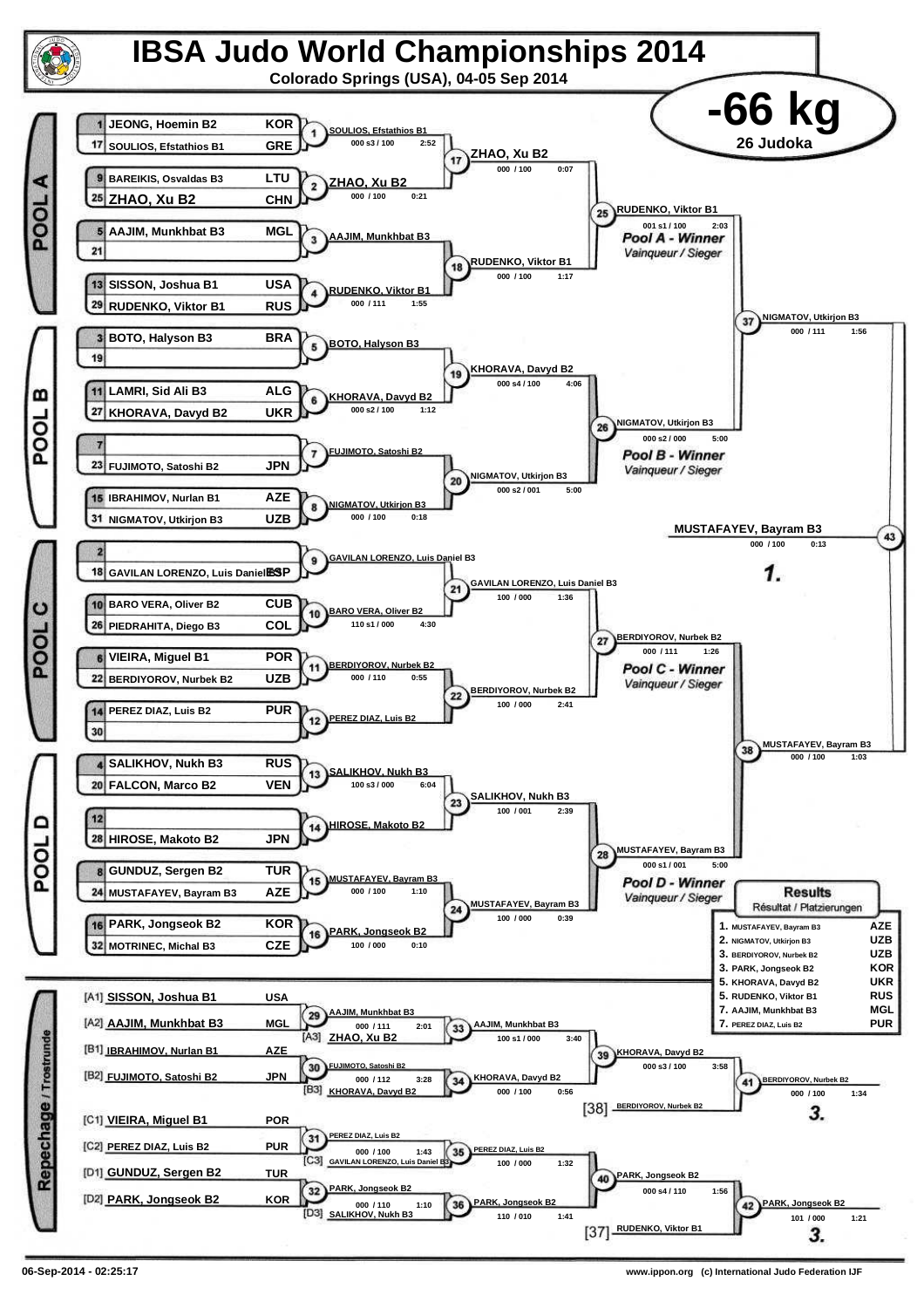# IBSA Judo World Championships 2014

**Colorado Springs (USA), 04-05 Sep 2014**

## -66 kg

**26 Judoka**

### POOL A

| Seed | Name | Country |
|---|---|---|
| 1 | JEONG, Hoemin B2 | KOR |
| 17 | SOULIOS, Efstathios B1 | GRE |
| 9 | BAREIKIS, Osvaldas B3 | LTU |
| 25 | ZHAO, Xu B2 | CHN |
| 5 | AAJIM, Munkhbat B3 | MGL |
| 21 | | |
| 13 | SISSON, Joshua B1 | USA |
| 29 | RUDENKO, Viktor B1 | RUS |

- (1) SOULIOS, Efstathios B1 — 000 s3 / 100 — 2:52
- (2) ZHAO, Xu B2 — 000 / 100 — 0:21
- (3) AAJIM, Munkhbat B3
- (4) RUDENKO, Viktor B1 — 000 / 111 — 1:55
- (17) ZHAO, Xu B2 — 000 / 100 — 0:07
- (18) RUDENKO, Viktor B1 — 000 / 100 — 1:17
- (25) RUDENKO, Viktor B1 — 001 s1 / 100 — 2:03 — *Pool A - Winner / Vainqueur / Sieger*

### POOL B

| Seed | Name | Country |
|---|---|---|
| 3 | BOTO, Halyson B3 | BRA |
| 19 | | |
| 11 | LAMRI, Sid Ali B3 | ALG |
| 27 | KHORAVA, Davyd B2 | UKR |
| 7 | | |
| 23 | FUJIMOTO, Satoshi B2 | JPN |
| 15 | IBRAHIMOV, Nurlan B1 | AZE |
| 31 | NIGMATOV, Utkirjon B3 | UZB |

- (5) BOTO, Halyson B3
- (6) KHORAVA, Davyd B2 — 000 s2 / 100 — 1:12
- (7) FUJIMOTO, Satoshi B2
- (8) NIGMATOV, Utkirjon B3 — 000 / 100 — 0:18
- (19) KHORAVA, Davyd B2 — 000 s4 / 100 — 4:06
- (20) NIGMATOV, Utkirjon B3 — 000 s2 / 001 — 5:00
- (26) NIGMATOV, Utkirjon B3 — 000 s2 / 000 — 5:00 — *Pool B - Winner / Vainqueur / Sieger*

### POOL C

| Seed | Name | Country |
|---|---|---|
| 2 | | |
| 18 | GAVILAN LORENZO, Luis Daniel B3 | ESP |
| 10 | BARO VERA, Oliver B2 | CUB |
| 26 | PIEDRAHITA, Diego B3 | COL |
| 6 | VIEIRA, Miguel B1 | POR |
| 22 | BERDIYOROV, Nurbek B2 | UZB |
| 14 | PEREZ DIAZ, Luis B2 | PUR |
| 30 | | |

- (9) GAVILAN LORENZO, Luis Daniel B3
- (10) BARO VERA, Oliver B2 — 110 s1 / 000 — 4:30
- (11) BERDIYOROV, Nurbek B2 — 000 / 110 — 0:55
- (12) PEREZ DIAZ, Luis B2
- (21) GAVILAN LORENZO, Luis Daniel B3 — 100 / 000 — 1:36
- (22) BERDIYOROV, Nurbek B2 — 100 / 000 — 2:41
- (27) BERDIYOROV, Nurbek B2 — 000 / 111 — 1:26 — *Pool C - Winner / Vainqueur / Sieger*

### POOL D

| Seed | Name | Country |
|---|---|---|
| 4 | SALIKHOV, Nukh B3 | RUS |
| 20 | FALCON, Marco B2 | VEN |
| 12 | | |
| 28 | HIROSE, Makoto B2 | JPN |
| 8 | GUNDUZ, Sergen B2 | TUR |
| 24 | MUSTAFAYEV, Bayram B3 | AZE |
| 16 | PARK, Jongseok B2 | KOR |
| 32 | MOTRINEC, Michal B3 | CZE |

- (13) SALIKHOV, Nukh B3 — 100 s3 / 000 — 6:04
- (14) HIROSE, Makoto B2
- (15) MUSTAFAYEV, Bayram B3 — 000 / 100 — 1:10
- (16) PARK, Jongseok B2 — 100 / 000 — 0:10
- (23) SALIKHOV, Nukh B3 — 100 / 001 — 2:39
- (24) MUSTAFAYEV, Bayram B3 — 100 / 000 — 0:39
- (28) MUSTAFAYEV, Bayram B3 — 000 s1 / 001 — 5:00 — *Pool D - Winner / Vainqueur / Sieger*

### Semifinals and Final

- (37) NIGMATOV, Utkirjon B3 — 000 / 111 — 1:56
- (38) MUSTAFAYEV, Bayram B3 — 000 / 100 — 1:03
- (43) **MUSTAFAYEV, Bayram B3** — 000 / 100 — 0:13 — **1.**

### Repechage / Trostrunde

| | Name | Country |
|---|---|---|
| [A1] | SISSON, Joshua B1 | USA |
| [A2] | AAJIM, Munkhbat B3 | MGL |
| [B1] | IBRAHIMOV, Nurlan B1 | AZE |
| [B2] | FUJIMOTO, Satoshi B2 | JPN |
| [C1] | VIEIRA, Miguel B1 | POR |
| [C2] | PEREZ DIAZ, Luis B2 | PUR |
| [D1] | GUNDUZ, Sergen B2 | TUR |
| [D2] | PARK, Jongseok B2 | KOR |

- (29) AAJIM, Munkhbat B3 — 000 / 111 — 2:01
- (30) FUJIMOTO, Satoshi B2 — 000 / 112 — 3:28
- (31) PEREZ DIAZ, Luis B2 — 000 / 100 — 1:43
- (32) PARK, Jongseok B2 — 000 / 110 — 1:10
- (33) AAJIM, Munkhbat B3 vs [A3] ZHAO, Xu B2 — AAJIM, Munkhbat B3 — 100 s1 / 000 — 3:40
- (34) KHORAVA, Davyd B2 vs [B3] KHORAVA, Davyd B2 — KHORAVA, Davyd B2 — 000 / 100 — 0:56
- (35) PEREZ DIAZ, Luis B2 vs [C3] GAVILAN LORENZO, Luis Daniel B3 — PEREZ DIAZ, Luis B2 — 100 / 000 — 1:32
- (36) PARK, Jongseok B2 vs [D3] SALIKHOV, Nukh B3 — PARK, Jongseok B2 — 110 / 010 — 1:41
- (39) KHORAVA, Davyd B2 — 000 s3 / 100 — 3:58
- (40) PARK, Jongseok B2 — 000 s4 / 110 — 1:56
- (41) BERDIYOROV, Nurbek B2 (vs [38] BERDIYOROV, Nurbek B2) — 000 / 100 — 1:34 — **3.**
- (42) PARK, Jongseok B2 (vs [37] RUDENKO, Viktor B1) — 101 / 000 — 1:21 — **3.**

### Results / Résultat / Platzierungen

| Place | Name | Country |
|---|---|---|
| 1. | MUSTAFAYEV, Bayram B3 | AZE |
| 2. | NIGMATOV, Utkirjon B3 | UZB |
| 3. | BERDIYOROV, Nurbek B2 | UZB |
| 3. | PARK, Jongseok B2 | KOR |
| 5. | KHORAVA, Davyd B2 | UKR |
| 5. | RUDENKO, Viktor B1 | RUS |
| 7. | AAJIM, Munkhbat B3 | MGL |
| 7. | PEREZ DIAZ, Luis B2 | PUR |

06-Sep-2014 - 02:25:17

www.ippon.org (c) International Judo Federation IJF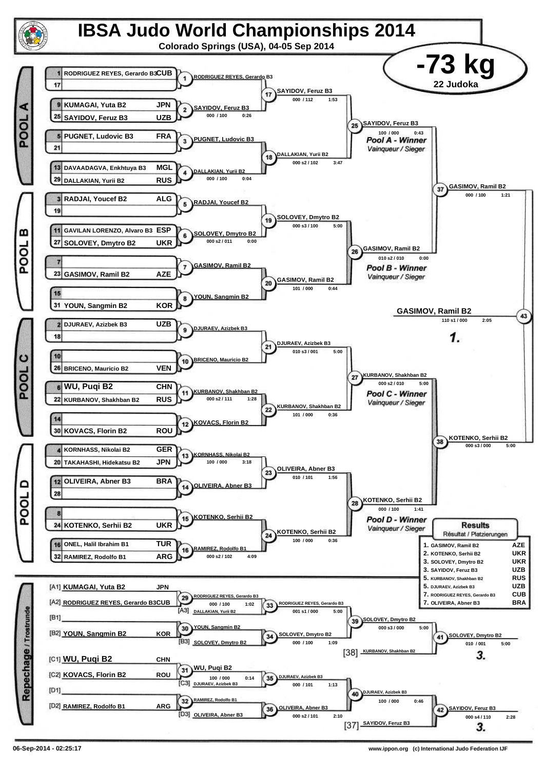# IBSA Judo World Championships 2014

Colorado Springs (USA), 04-05 Sep 2014

## -73 kg

22 Judoka

### POOL A

| Seed | Name | Country |
|---|---|---|
| 1 | RODRIGUEZ REYES, Gerardo B3 | CUB |
| 17 | | |
| 9 | KUMAGAI, Yuta B2 | JPN |
| 25 | SAYIDOV, Feruz B3 | UZB |
| 5 | PUGNET, Ludovic B3 | FRA |
| 21 | | |
| 13 | DAVAADAGVA, Enkhtuya B3 | MGL |
| 29 | DALLAKIAN, Yurii B2 | RUS |

- 1: RODRIGUEZ REYES, Gerardo B3
- 2: SAYIDOV, Feruz B3 — 000 / 100 — 0:26
- 3: PUGNET, Ludovic B3
- 4: DALLAKIAN, Yurii B2 — 000 / 100 — 0:04
- 17: SAYIDOV, Feruz B3 — 000 / 112 — 1:53
- 18: DALLAKIAN, Yurii B2 — 000 s2 / 102 — 3:47
- 25: SAYIDOV, Feruz B3 — 100 / 000 — 0:43 — Pool A - Winner / Vainqueur / Sieger

### POOL B

| Seed | Name | Country |
|---|---|---|
| 3 | RADJAI, Youcef B2 | ALG |
| 19 | | |
| 11 | GAVILAN LORENZO, Alvaro B3 | ESP |
| 27 | SOLOVEY, Dmytro B2 | UKR |
| 7 | | |
| 23 | GASIMOV, Ramil B2 | AZE |
| 15 | | |
| 31 | YOUN, Sangmin B2 | KOR |

- 5: RADJAI, Youcef B2
- 6: SOLOVEY, Dmytro B2 — 000 s2 / 011 — 0:00
- 7: GASIMOV, Ramil B2
- 8: YOUN, Sangmin B2
- 19: SOLOVEY, Dmytro B2 — 000 s3 / 100 — 5:00
- 20: GASIMOV, Ramil B2 — 101 / 000 — 0:44
- 26: GASIMOV, Ramil B2 — 010 s2 / 010 — 0:00 — Pool B - Winner / Vainqueur / Sieger
- 37: GASIMOV, Ramil B2 — 000 / 100 — 1:21

### POOL C

| Seed | Name | Country |
|---|---|---|
| 2 | DJURAEV, Azizbek B3 | UZB |
| 18 | | |
| 10 | | |
| 26 | BRICENO, Mauricio B2 | VEN |
| 6 | WU, Puqi B2 | CHN |
| 22 | KURBANOV, Shakhban B2 | RUS |
| 14 | | |
| 30 | KOVACS, Florin B2 | ROU |

- 9: DJURAEV, Azizbek B3
- 10: BRICENO, Mauricio B2
- 11: KURBANOV, Shakhban B2 — 000 s2 / 111 — 1:28
- 12: KOVACS, Florin B2
- 21: DJURAEV, Azizbek B3 — 010 s3 / 001 — 5:00
- 22: KURBANOV, Shakhban B2 — 101 / 000 — 0:36
- 27: KURBANOV, Shakhban B2 — 000 s2 / 010 — 5:00 — Pool C - Winner / Vainqueur / Sieger

### POOL D

| Seed | Name | Country |
|---|---|---|
| 4 | KORNHASS, Nikolai B2 | GER |
| 20 | TAKAHASHI, Hidekatsu B2 | JPN |
| 12 | OLIVEIRA, Abner B3 | BRA |
| 28 | | |
| 8 | | |
| 24 | KOTENKO, Serhii B2 | UKR |
| 16 | ONEL, Halil Ibrahim B1 | TUR |
| 32 | RAMIREZ, Rodolfo B1 | ARG |

- 13: KORNHASS, Nikolai B2 — 100 / 000 — 3:18
- 14: OLIVEIRA, Abner B3
- 15: KOTENKO, Serhii B2
- 16: RAMIREZ, Rodolfo B1 — 000 s2 / 102 — 4:09
- 23: OLIVEIRA, Abner B3 — 010 / 101 — 1:56
- 24: KOTENKO, Serhii B2 — 100 / 000 — 0:36
- 28: KOTENKO, Serhii B2 — 000 / 100 — 1:41 — Pool D - Winner / Vainqueur / Sieger
- 38: KOTENKO, Serhii B2 — 000 s3 / 000 — 5:00

### Final

- 43: GASIMOV, Ramil B2 — 110 s1 / 000 — 2:05 — **1.**

### Repechage / Trostrunde

| Slot | Name | Country |
|---|---|---|
| [A1] | KUMAGAI, Yuta B2 | JPN |
| [A2] | RODRIGUEZ REYES, Gerardo B3 | CUB |
| [B1] | | |
| [B2] | YOUN, Sangmin B2 | KOR |
| [C1] | WU, Puqi B2 | CHN |
| [C2] | KOVACS, Florin B2 | ROU |
| [D1] | | |
| [D2] | RAMIREZ, Rodolfo B1 | ARG |

- 29: RODRIGUEZ REYES, Gerardo B3 — 000 / 100 — 1:02
- [A3] DALLAKIAN, Yurii B2
- 33: RODRIGUEZ REYES, Gerardo B3 — 001 s1 / 000 — 5:00
- 30: YOUN, Sangmin B2
- [B3] SOLOVEY, Dmytro B2
- 34: SOLOVEY, Dmytro B2 — 000 / 100 — 1:09
- 39: SOLOVEY, Dmytro B2 — 000 s3 / 000 — 5:00
- [38] KURBANOV, Shakhban B2
- 41: SOLOVEY, Dmytro B2 — 010 / 001 — 5:00 — **3.**
- 31: WU, Puqi B2 — 100 / 000 — 0:14
- [C3] DJURAEV, Azizbek B3
- 35: DJURAEV, Azizbek B3 — 000 / 101 — 1:13
- 32: RAMIREZ, Rodolfo B1
- [D3] OLIVEIRA, Abner B3
- 36: OLIVEIRA, Abner B3 — 000 s2 / 101 — 2:10
- 40: DJURAEV, Azizbek B3 — 100 / 000 — 0:46
- [37] SAYIDOV, Feruz B3
- 42: SAYIDOV, Feruz B3 — 000 s4 / 110 — 2:28 — **3.**

### Results / Résultat / Platzierungen

| Place | Name | Country |
|---|---|---|
| 1. | GASIMOV, Ramil B2 | AZE |
| 2. | KOTENKO, Serhii B2 | UKR |
| 3. | SOLOVEY, Dmytro B2 | UKR |
| 3. | SAYIDOV, Feruz B3 | UZB |
| 5. | KURBANOV, Shakhban B2 | RUS |
| 5. | DJURAEV, Azizbek B3 | UZB |
| 7. | RODRIGUEZ REYES, Gerardo B3 | CUB |
| 7. | OLIVEIRA, Abner B3 | BRA |

06-Sep-2014 - 02:25:17

www.ippon.org (c) International Judo Federation IJF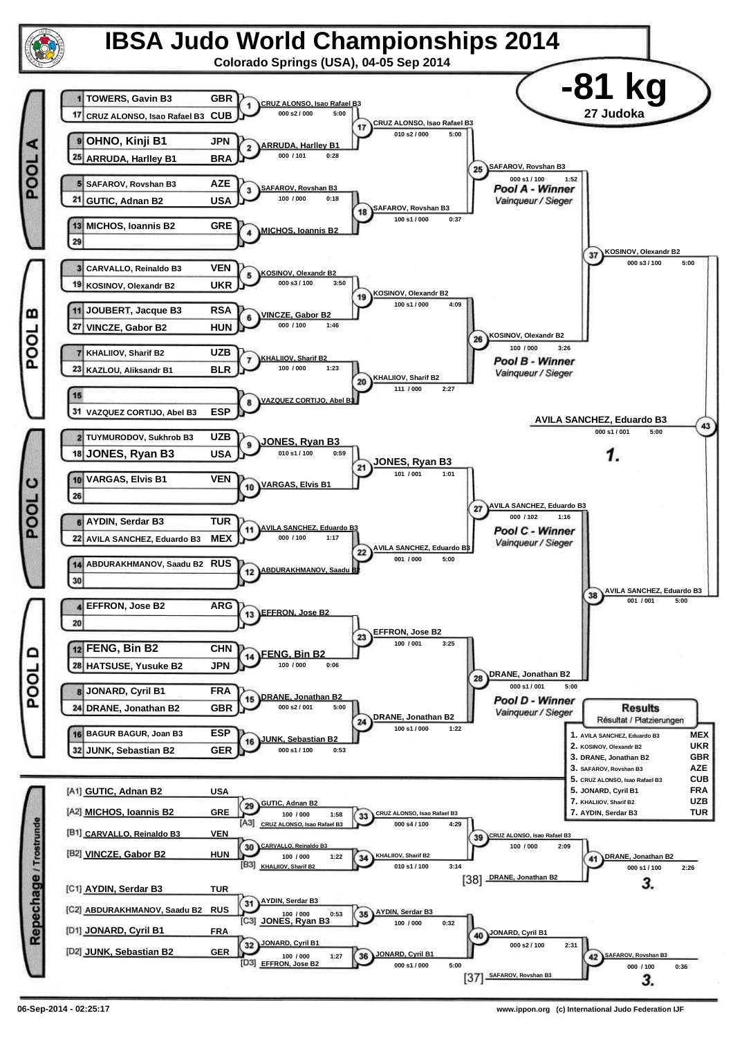# IBSA Judo World Championships 2014

Colorado Springs (USA), 04-05 Sep 2014

## -81 kg

27 Judoka

### POOL A

| Seed | Name | Country |
|---|---|---|
| 1 | TOWERS, Gavin B3 | GBR |
| 17 | CRUZ ALONSO, Isao Rafael B3 | CUB |
| 9 | OHNO, Kinji B1 | JPN |
| 25 | ARRUDA, Harlley B1 | BRA |
| 5 | SAFAROV, Rovshan B3 | AZE |
| 21 | GUTIC, Adnan B2 | USA |
| 13 | MICHOS, Ioannis B2 | GRE |
| 29 | | |

- Match 1: CRUZ ALONSO, Isao Rafael B3 — 000 s2 / 000 — 5:00
- Match 2: ARRUDA, Harlley B1 — 000 / 101 — 0:28
- Match 3: SAFAROV, Rovshan B3 — 100 / 000 — 0:18
- Match 4: MICHOS, Ioannis B2
- Match 17: CRUZ ALONSO, Isao Rafael B3 — 010 s2 / 000 — 5:00
- Match 18: SAFAROV, Rovshan B3 — 100 s1 / 000 — 0:37
- Match 25: SAFAROV, Rovshan B3 — 000 s1 / 100 — 1:52 — Pool A - Winner / Vainqueur / Sieger

### POOL B

| Seed | Name | Country |
|---|---|---|
| 3 | CARVALLO, Reinaldo B3 | VEN |
| 19 | KOSINOV, Olexandr B2 | UKR |
| 11 | JOUBERT, Jacque B3 | RSA |
| 27 | VINCZE, Gabor B2 | HUN |
| 7 | KHALIIOV, Sharif B2 | UZB |
| 23 | KAZLOU, Aliksandr B1 | BLR |
| 15 | | |
| 31 | VAZQUEZ CORTIJO, Abel B3 | ESP |

- Match 5: KOSINOV, Olexandr B2 — 000 s3 / 100 — 3:50
- Match 6: VINCZE, Gabor B2 — 000 / 100 — 1:46
- Match 7: KHALIIOV, Sharif B2 — 100 / 000 — 1:23
- Match 8: VAZQUEZ CORTIJO, Abel B3
- Match 19: KOSINOV, Olexandr B2 — 100 s1 / 000 — 4:09
- Match 20: KHALIIOV, Sharif B2 — 111 / 000 — 2:27
- Match 26: KOSINOV, Olexandr B2 — 100 / 000 — 3:26 — Pool B - Winner / Vainqueur / Sieger

- Match 37: KOSINOV, Olexandr B2 — 000 s3 / 100 — 5:00

### POOL C

| Seed | Name | Country |
|---|---|---|
| 2 | TUYMURODOV, Sukhrob B3 | UZB |
| 18 | JONES, Ryan B3 | USA |
| 10 | VARGAS, Elvis B1 | VEN |
| 26 | | |
| 6 | AYDIN, Serdar B3 | TUR |
| 22 | AVILA SANCHEZ, Eduardo B3 | MEX |
| 14 | ABDURAKHMANOV, Saadu B2 | RUS |
| 30 | | |

- Match 9: JONES, Ryan B3 — 010 s1 / 100 — 0:59
- Match 10: VARGAS, Elvis B1
- Match 11: AVILA SANCHEZ, Eduardo B3 — 000 / 100 — 1:17
- Match 12: ABDURAKHMANOV, Saadu B2
- Match 21: JONES, Ryan B3 — 101 / 001 — 1:01
- Match 22: AVILA SANCHEZ, Eduardo B3 — 001 / 000 — 5:00
- Match 27: AVILA SANCHEZ, Eduardo B3 — 000 / 102 — 1:16 — Pool C - Winner / Vainqueur / Sieger

### POOL D

| Seed | Name | Country |
|---|---|---|
| 4 | EFFRON, Jose B2 | ARG |
| 20 | | |
| 12 | FENG, Bin B2 | CHN |
| 28 | HATSUSE, Yusuke B2 | JPN |
| 8 | JONARD, Cyril B1 | FRA |
| 24 | DRANE, Jonathan B2 | GBR |
| 16 | BAGUR BAGUR, Joan B3 | ESP |
| 32 | JUNK, Sebastian B2 | GER |

- Match 13: EFFRON, Jose B2
- Match 14: FENG, Bin B2 — 100 / 000 — 0:06
- Match 15: DRANE, Jonathan B2 — 000 s2 / 001 — 5:00
- Match 16: JUNK, Sebastian B2 — 000 s1 / 100 — 0:53
- Match 23: EFFRON, Jose B2 — 100 / 001 — 3:25
- Match 24: DRANE, Jonathan B2 — 100 s1 / 000 — 1:22
- Match 28: DRANE, Jonathan B2 — 000 s1 / 001 — 5:00 — Pool D - Winner / Vainqueur / Sieger

- Match 38: AVILA SANCHEZ, Eduardo B3 — 001 / 001 — 5:00

### Final

- Match 43: AVILA SANCHEZ, Eduardo B3 — 000 s1 / 001 — 5:00 — 1.

### Repechage / Trostrunde

| Pos | Name | Country |
|---|---|---|
| [A1] | GUTIC, Adnan B2 | USA |
| [A2] | MICHOS, Ioannis B2 | GRE |
| [B1] | CARVALLO, Reinaldo B3 | VEN |
| [B2] | VINCZE, Gabor B2 | HUN |
| [C1] | AYDIN, Serdar B3 | TUR |
| [C2] | ABDURAKHMANOV, Saadu B2 | RUS |
| [D1] | JONARD, Cyril B1 | FRA |
| [D2] | JUNK, Sebastian B2 | GER |

- Match 29: GUTIC, Adnan B2 — 100 / 000 — 1:58
- Match 30: CARVALLO, Reinaldo B3 — 100 / 000 — 1:22
- Match 31: AYDIN, Serdar B3 — 100 / 000 — 0:53
- Match 32: JONARD, Cyril B1 — 100 / 000 — 1:27
- Match 33: CRUZ ALONSO, Isao Rafael B3 — 000 s4 / 100 — 4:29 (vs [A3] CRUZ ALONSO, Isao Rafael B3)
- Match 34: KHALIIOV, Sharif B2 — 010 s1 / 100 — 3:14 (vs [B3] KHALIIOV, Sharif B2)
- Match 35: AYDIN, Serdar B3 — 100 / 000 — 0:32 (vs [C3] JONES, Ryan B3)
- Match 36: JONARD, Cyril B1 — 000 s1 / 000 — 5:00 (vs [D3] EFFRON, Jose B2)
- Match 39: CRUZ ALONSO, Isao Rafael B3 — 100 / 000 — 2:09
- Match 40: JONARD, Cyril B1 — 000 s2 / 100 — 2:31
- Match 41: DRANE, Jonathan B2 — 000 s1 / 100 — 2:26 (vs [38] DRANE, Jonathan B2) — 3.
- Match 42: SAFAROV, Rovshan B3 — 000 / 100 — 0:36 (vs [37] SAFAROV, Rovshan B3) — 3.

### Results / Résultat / Platzierungen

| Place | Name | Country |
|---|---|---|
| 1. | AVILA SANCHEZ, Eduardo B3 | MEX |
| 2. | KOSINOV, Olexandr B2 | UKR |
| 3. | DRANE, Jonathan B2 | GBR |
| 3. | SAFAROV, Rovshan B3 | AZE |
| 5. | CRUZ ALONSO, Isao Rafael B3 | CUB |
| 5. | JONARD, Cyril B1 | FRA |
| 7. | KHALIIOV, Sharif B2 | UZB |
| 7. | AYDIN, Serdar B3 | TUR |

06-Sep-2014 - 02:25:17

www.ippon.org (c) International Judo Federation IJF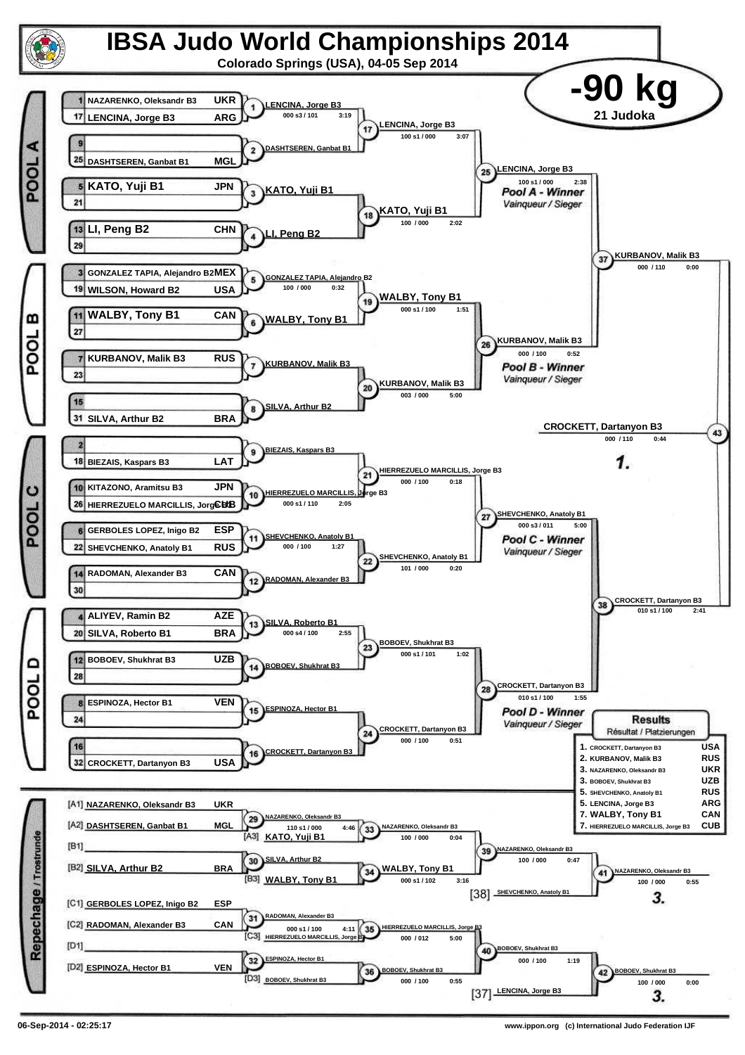# IBSA Judo World Championships 2014

**Colorado Springs (USA), 04-05 Sep 2014**

## -90 kg

21 Judoka

### POOL A

| Seed | Name | Country |
|---|---|---|
| 1 | NAZARENKO, Oleksandr B3 | UKR |
| 17 | LENCINA, Jorge B3 | ARG |
| 9 | | |
| 25 | DASHTSEREN, Ganbat B1 | MGL |
| 5 | KATO, Yuji B1 | JPN |
| 21 | | |
| 13 | LI, Peng B2 | CHN |
| 29 | | |

- (1) LENCINA, Jorge B3 — 000 s3 / 101 — 3:19
- (2) DASHTSEREN, Ganbat B1
- (3) KATO, Yuji B1
- (4) LI, Peng B2
- (17) LENCINA, Jorge B3 — 100 s1 / 000 — 3:07
- (18) KATO, Yuji B1 — 100 / 000 — 2:02
- (25) LENCINA, Jorge B3 — 100 s1 / 000 — 2:38 — *Pool A - Winner* / *Vainqueur / Sieger*

### POOL B

| Seed | Name | Country |
|---|---|---|
| 3 | GONZALEZ TAPIA, Alejandro B2 | MEX |
| 19 | WILSON, Howard B2 | USA |
| 11 | WALBY, Tony B1 | CAN |
| 27 | | |
| 7 | KURBANOV, Malik B3 | RUS |
| 23 | | |
| 15 | | |
| 31 | SILVA, Arthur B2 | BRA |

- (5) GONZALEZ TAPIA, Alejandro B2 — 100 / 000 — 0:32
- (6) WALBY, Tony B1
- (7) KURBANOV, Malik B3
- (8) SILVA, Arthur B2
- (19) WALBY, Tony B1 — 000 s1 / 100 — 1:51
- (20) KURBANOV, Malik B3 — 003 / 000 — 5:00
- (26) KURBANOV, Malik B3 — 000 / 100 — 0:52 — *Pool B - Winner* / *Vainqueur / Sieger*
- (37) KURBANOV, Malik B3 — 000 / 110 — 0:00

### POOL C

| Seed | Name | Country |
|---|---|---|
| 2 | | |
| 18 | BIEZAIS, Kaspars B3 | LAT |
| 10 | KITAZONO, Aramitsu B3 | JPN |
| 26 | HIERREZUELO MARCILLIS, Jorge B3 | CUB |
| 6 | GERBOLES LOPEZ, Inigo B2 | ESP |
| 22 | SHEVCHENKO, Anatoly B1 | RUS |
| 14 | RADOMAN, Alexander B3 | CAN |
| 30 | | |

- (9) BIEZAIS, Kaspars B3
- (10) HIERREZUELO MARCILLIS, Jorge B3 — 000 s1 / 110 — 2:05
- (11) SHEVCHENKO, Anatoly B1 — 000 / 100 — 1:27
- (12) RADOMAN, Alexander B3
- (21) HIERREZUELO MARCILLIS, Jorge B3 — 000 / 100 — 0:18
- (22) SHEVCHENKO, Anatoly B1 — 101 / 000 — 0:20
- (27) SHEVCHENKO, Anatoly B1 — 000 s3 / 011 — 5:00 — *Pool C - Winner* / *Vainqueur / Sieger*

### POOL D

| Seed | Name | Country |
|---|---|---|
| 4 | ALIYEV, Ramin B2 | AZE |
| 20 | SILVA, Roberto B1 | BRA |
| 12 | BOBOEV, Shukhrat B3 | UZB |
| 28 | | |
| 8 | ESPINOZA, Hector B1 | VEN |
| 24 | | |
| 16 | | |
| 32 | CROCKETT, Dartanyon B3 | USA |

- (13) SILVA, Roberto B1 — 000 s4 / 100 — 2:55
- (14) BOBOEV, Shukhrat B3
- (15) ESPINOZA, Hector B1
- (16) CROCKETT, Dartanyon B3
- (23) BOBOEV, Shukhrat B3 — 000 s1 / 101 — 1:02
- (24) CROCKETT, Dartanyon B3 — 000 / 100 — 0:51
- (28) CROCKETT, Dartanyon B3 — 010 s1 / 100 — 1:55 — *Pool D - Winner* / *Vainqueur / Sieger*
- (38) CROCKETT, Dartanyon B3 — 010 s1 / 100 — 2:41

### Final

- (43) CROCKETT, Dartanyon B3 — 000 / 110 — 0:44 — *1.*

### Repechage / Trostrunde

| Pos | Name | Country |
|---|---|---|
| [A1] | NAZARENKO, Oleksandr B3 | UKR |
| [A2] | DASHTSEREN, Ganbat B1 | MGL |
| [B1] | | |
| [B2] | SILVA, Arthur B2 | BRA |
| [C1] | GERBOLES LOPEZ, Inigo B2 | ESP |
| [C2] | RADOMAN, Alexander B3 | CAN |
| [D1] | | |
| [D2] | ESPINOZA, Hector B1 | VEN |

- (29) NAZARENKO, Oleksandr B3 — 110 s1 / 000 — 4:46
- (30) SILVA, Arthur B2
- (31) RADOMAN, Alexander B3 — 000 s1 / 100 — 4:11
- (32) ESPINOZA, Hector B1
- (33) NAZARENKO, Oleksandr B3 vs [A3] KATO, Yuji B1 — 100 / 000 — 0:04
- (34) WALBY, Tony B1 vs [B3] WALBY, Tony B1 — 000 s1 / 102 — 3:16
- (35) HIERREZUELO MARCILLIS, Jorge B3 vs [C3] HIERREZUELO MARCILLIS, Jorge B3 — 000 / 012 — 5:00
- (36) BOBOEV, Shukhrat B3 vs [D3] BOBOEV, Shukhrat B3 — 000 / 100 — 0:55
- (39) NAZARENKO, Oleksandr B3 — 100 / 000 — 0:47
- (40) BOBOEV, Shukhrat B3 — 000 / 100 — 1:19
- (41) NAZARENKO, Oleksandr B3 vs [38] SHEVCHENKO, Anatoly B1 — 100 / 000 — 0:55 — *3.*
- (42) BOBOEV, Shukhrat B3 vs [37] LENCINA, Jorge B3 — 100 / 000 — 0:00 — *3.*

### Results / Résultat / Platzierungen

| Place | Name | Country |
|---|---|---|
| 1. | CROCKETT, Dartanyon B3 | USA |
| 2. | KURBANOV, Malik B3 | RUS |
| 3. | NAZARENKO, Oleksandr B3 | UKR |
| 3. | BOBOEV, Shukhrat B3 | UZB |
| 5. | SHEVCHENKO, Anatoly B1 | RUS |
| 5. | LENCINA, Jorge B3 | ARG |
| 7. | WALBY, Tony B1 | CAN |
| 7. | HIERREZUELO MARCILLIS, Jorge B3 | CUB |

06-Sep-2014 - 02:25:17

www.ippon.org (c) International Judo Federation IJF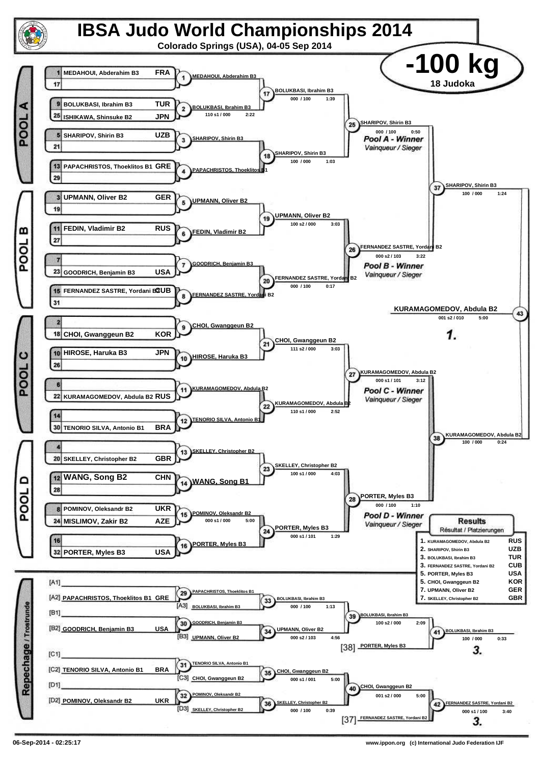# IBSA Judo World Championships 2014

**Colorado Springs (USA), 04-05 Sep 2014**

## -100 kg

**18 Judoka**

### POOL A

| Seed | Name | Country |
|---|---|---|
| 1 | MEDAHOUI, Abderahim B3 | FRA |
| 17 | | |
| 9 | BOLUKBASI, Ibrahim B3 | TUR |
| 25 | ISHIKAWA, Shinsuke B2 | JPN |
| 5 | SHARIPOV, Shirin B3 | UZB |
| 21 | | |
| 13 | PAPACHRISTOS, Thoeklitos B1 | GRE |
| 29 | | |

- 1: MEDAHOUI, Abderahim B3
- 2: BOLUKBASI, Ibrahim B3 — 110 s1 / 000 — 2:22
- 3: SHARIPOV, Shirin B3
- 4: PAPACHRISTOS, Thoeklitos B1
- 17: BOLUKBASI, Ibrahim B3 — 000 / 100 — 1:39
- 18: SHARIPOV, Shirin B3 — 100 / 000 — 1:03
- 25: SHARIPOV, Shirin B3 — 000 / 100 — 0:50 — *Pool A - Winner / Vainqueur / Sieger*

### POOL B

| Seed | Name | Country |
|---|---|---|
| 3 | UPMANN, Oliver B2 | GER |
| 19 | | |
| 11 | FEDIN, Vladimir B2 | RUS |
| 27 | | |
| 7 | | |
| 23 | GOODRICH, Benjamin B3 | USA |
| 15 | FERNANDEZ SASTRE, Yordani B2 | CUB |
| 31 | | |

- 5: UPMANN, Oliver B2
- 6: FEDIN, Vladimir B2
- 7: GOODRICH, Benjamin B3
- 8: FERNANDEZ SASTRE, Yordani B2
- 19: UPMANN, Oliver B2 — 100 s2 / 000 — 3:03
- 20: FERNANDEZ SASTRE, Yordani B2 — 000 / 100 — 0:17
- 26: FERNANDEZ SASTRE, Yordani B2 — 000 s2 / 103 — 3:22 — *Pool B - Winner / Vainqueur / Sieger*

### POOL C

| Seed | Name | Country |
|---|---|---|
| 2 | | |
| 18 | CHOI, Gwanggeun B2 | KOR |
| 10 | HIROSE, Haruka B3 | JPN |
| 26 | | |
| 6 | | |
| 22 | KURAMAGOMEDOV, Abdula B2 | RUS |
| 14 | | |
| 30 | TENORIO SILVA, Antonio B1 | BRA |

- 9: CHOI, Gwanggeun B2
- 10: HIROSE, Haruka B3
- 11: KURAMAGOMEDOV, Abdula B2
- 12: TENORIO SILVA, Antonio B1
- 21: CHOI, Gwanggeun B2 — 111 s2 / 000 — 3:03
- 22: KURAMAGOMEDOV, Abdula B2 — 110 s1 / 000 — 2:52
- 27: KURAMAGOMEDOV, Abdula B2 — 000 s1 / 101 — 3:12 — *Pool C - Winner / Vainqueur / Sieger*

### POOL D

| Seed | Name | Country |
|---|---|---|
| 4 | | |
| 20 | SKELLEY, Christopher B2 | GBR |
| 12 | WANG, Song B2 | CHN |
| 28 | | |
| 8 | POMINOV, Oleksandr B2 | UKR |
| 24 | MISLIMOV, Zakir B2 | AZE |
| 16 | | |
| 32 | PORTER, Myles B3 | USA |

- 13: SKELLEY, Christopher B2
- 14: WANG, Song B1
- 15: POMINOV, Oleksandr B2 — 000 s1 / 000 — 5:00
- 16: PORTER, Myles B3
- 23: SKELLEY, Christopher B2 — 100 s1 / 000 — 4:03
- 24: PORTER, Myles B3 — 000 s1 / 101 — 1:29
- 28: PORTER, Myles B3 — 000 / 100 — 1:10 — *Pool D - Winner / Vainqueur / Sieger*

### Semi-finals and Final

- 37: SHARIPOV, Shirin B3 — 100 / 000 — 1:24
- 38: KURAMAGOMEDOV, Abdula B2 — 100 / 000 — 0:24
- 43: KURAMAGOMEDOV, Abdula B2 — 001 s2 / 010 — 5:00 — **1.**

### Repechage / Trostrunde

- [A1]
- [A2] PAPACHRISTOS, Thoeklitos B1 — GRE
- [B1]
- [B2] GOODRICH, Benjamin B3 — USA
- [C1]
- [C2] TENORIO SILVA, Antonio B1 — BRA
- [D1]
- [D2] POMINOV, Oleksandr B2 — UKR

- 29: PAPACHRISTOS, Thoeklitos B1
- 30: GOODRICH, Benjamin B3
- 31: TENORIO SILVA, Antonio B1
- 32: POMINOV, Oleksandr B2
- [A3] BOLUKBASI, Ibrahim B3
- [B3] UPMANN, Oliver B2
- [C3] CHOI, Gwanggeun B2
- [D3] SKELLEY, Christopher B2
- 33: BOLUKBASI, Ibrahim B3 — 000 / 100 — 1:13
- 34: UPMANN, Oliver B2 — 000 s2 / 103 — 4:56
- 35: CHOI, Gwanggeun B2 — 000 s1 / 001 — 5:00
- 36: SKELLEY, Christopher B2 — 000 / 100 — 0:39
- 39: BOLUKBASI, Ibrahim B3 — 100 s2 / 000 — 2:09
- 40: CHOI, Gwanggeun B2 — 001 s2 / 000 — 5:00
- [38] PORTER, Myles B3
- [37] FERNANDEZ SASTRE, Yordani B2
- 41: BOLUKBASI, Ibrahim B3 — 100 / 000 — 0:33 — **3.**
- 42: FERNANDEZ SASTRE, Yordani B2 — 000 s1 / 100 — 3:40 — **3.**

### Results / Résultat / Platzierungen

| Rank | Name | Country |
|---|---|---|
| 1. | KURAMAGOMEDOV, Abdula B2 | RUS |
| 2. | SHARIPOV, Shirin B3 | UZB |
| 3. | BOLUKBASI, Ibrahim B3 | TUR |
| 3. | FERNANDEZ SASTRE, Yordani B2 | CUB |
| 5. | PORTER, Myles B3 | USA |
| 5. | CHOI, Gwanggeun B2 | KOR |
| 7. | UPMANN, Oliver B2 | GER |
| 7. | SKELLEY, Christopher B2 | GBR |

06-Sep-2014 - 02:25:17

www.ippon.org (c) International Judo Federation IJF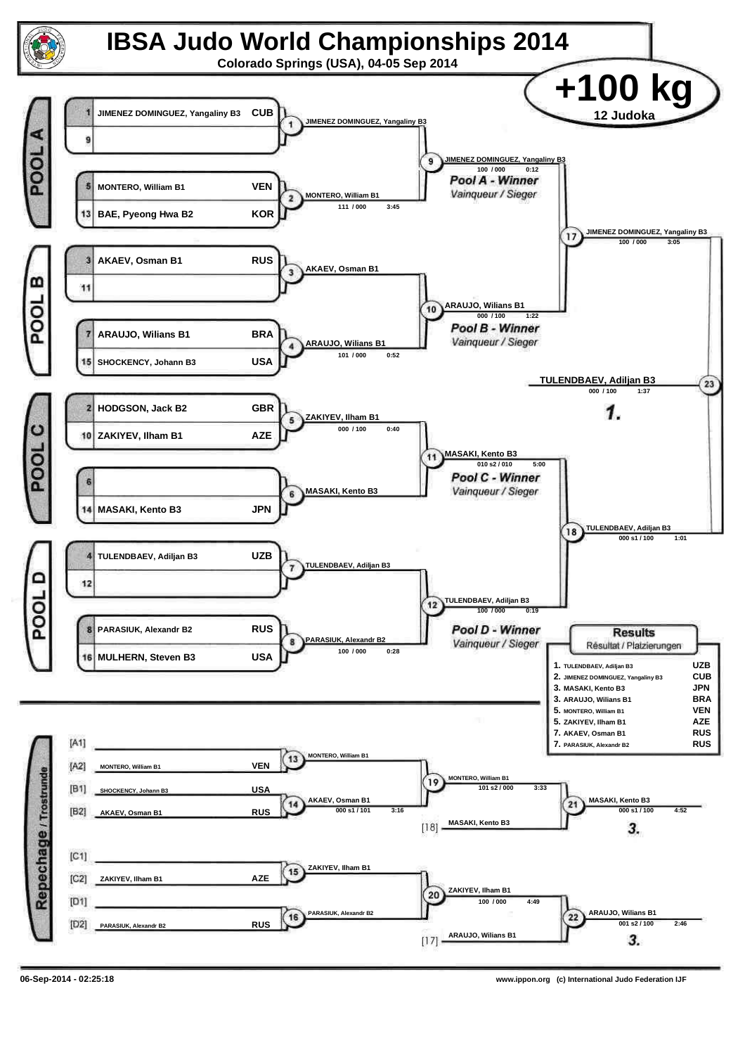# IBSA Judo World Championships 2014

Colorado Springs (USA), 04-05 Sep 2014

## +100 kg

12 Judoka

### POOL A

| Seed | Name | Nation |
|---|---|---|
| 1 | JIMENEZ DOMINGUEZ, Yangaliny B3 | CUB |
| 9 | | |
| 5 | MONTERO, William B1 | VEN |
| 13 | BAE, Pyeong Hwa B2 | KOR |

- Contest 1: JIMENEZ DOMINGUEZ, Yangaliny B3
- Contest 2: MONTERO, William B1 — 111 / 000 — 3:45
- Contest 9: JIMENEZ DOMINGUEZ, Yangaliny B3 — 100 / 000 — 0:12

**Pool A - Winner** *Vainqueur / Sieger*

### POOL B

| Seed | Name | Nation |
|---|---|---|
| 3 | AKAEV, Osman B1 | RUS |
| 11 | | |
| 7 | ARAUJO, Wilians B1 | BRA |
| 15 | SHOCKENCY, Johann B3 | USA |

- Contest 3: AKAEV, Osman B1
- Contest 4: ARAUJO, Wilians B1 — 101 / 000 — 0:52
- Contest 10: ARAUJO, Wilians B1 — 000 / 100 — 1:22

**Pool B - Winner** *Vainqueur / Sieger*

- Contest 17: JIMENEZ DOMINGUEZ, Yangaliny B3 — 100 / 000 — 3:05

### POOL C

| Seed | Name | Nation |
|---|---|---|
| 2 | HODGSON, Jack B2 | GBR |
| 10 | ZAKIYEV, Ilham B1 | AZE |
| 6 | | |
| 14 | MASAKI, Kento B3 | JPN |

- Contest 5: ZAKIYEV, Ilham B1 — 000 / 100 — 0:40
- Contest 6: MASAKI, Kento B3
- Contest 11: MASAKI, Kento B3 — 010 s2 / 010 — 5:00

**Pool C - Winner** *Vainqueur / Sieger*

### POOL D

| Seed | Name | Nation |
|---|---|---|
| 4 | TULENDBAEV, Adiljan B3 | UZB |
| 12 | | |
| 8 | PARASIUK, Alexandr B2 | RUS |
| 16 | MULHERN, Steven B3 | USA |

- Contest 7: TULENDBAEV, Adiljan B3
- Contest 8: PARASIUK, Alexandr B2 — 100 / 000 — 0:28
- Contest 12: TULENDBAEV, Adiljan B3 — 100 / 000 — 0:19

**Pool D - Winner** *Vainqueur / Sieger*

- Contest 18: TULENDBAEV, Adiljan B3 — 000 s1 / 100 — 1:01

### Final

- Contest 23: TULENDBAEV, Adiljan B3 — 000 / 100 — 1:37 — **1.**

### Repechage / Trostrunde

| Slot | Name | Nation |
|---|---|---|
| [A1] | | |
| [A2] | MONTERO, William B1 | VEN |
| [B1] | SHOCKENCY, Johann B3 | USA |
| [B2] | AKAEV, Osman B1 | RUS |
| [C1] | | |
| [C2] | ZAKIYEV, Ilham B1 | AZE |
| [D1] | | |
| [D2] | PARASIUK, Alexandr B2 | RUS |

- Contest 13: MONTERO, William B1
- Contest 14: AKAEV, Osman B1 — 000 s1 / 101 — 3:16
- Contest 19: MONTERO, William B1 — 101 s2 / 000 — 3:33
- [18] MASAKI, Kento B3
- Contest 21: MASAKI, Kento B3 — 000 s1 / 100 — 4:52 — **3.**
- Contest 15: ZAKIYEV, Ilham B1
- Contest 16: PARASIUK, Alexandr B2
- Contest 20: ZAKIYEV, Ilham B1 — 100 / 000 — 4:49
- [17] ARAUJO, Wilians B1
- Contest 22: ARAUJO, Wilians B1 — 001 s2 / 100 — 2:46 — **3.**

### Results

Résultat / Platzierungen

| Place | Name | Nation |
|---|---|---|
| 1. | TULENDBAEV, Adiljan B3 | UZB |
| 2. | JIMENEZ DOMINGUEZ, Yangaliny B3 | CUB |
| 3. | MASAKI, Kento B3 | JPN |
| 3. | ARAUJO, Wilians B1 | BRA |
| 5. | MONTERO, William B1 | VEN |
| 5. | ZAKIYEV, Ilham B1 | AZE |
| 7. | AKAEV, Osman B1 | RUS |
| 7. | PARASIUK, Alexandr B2 | RUS |

06-Sep-2014 - 02:25:18

www.ippon.org (c) International Judo Federation IJF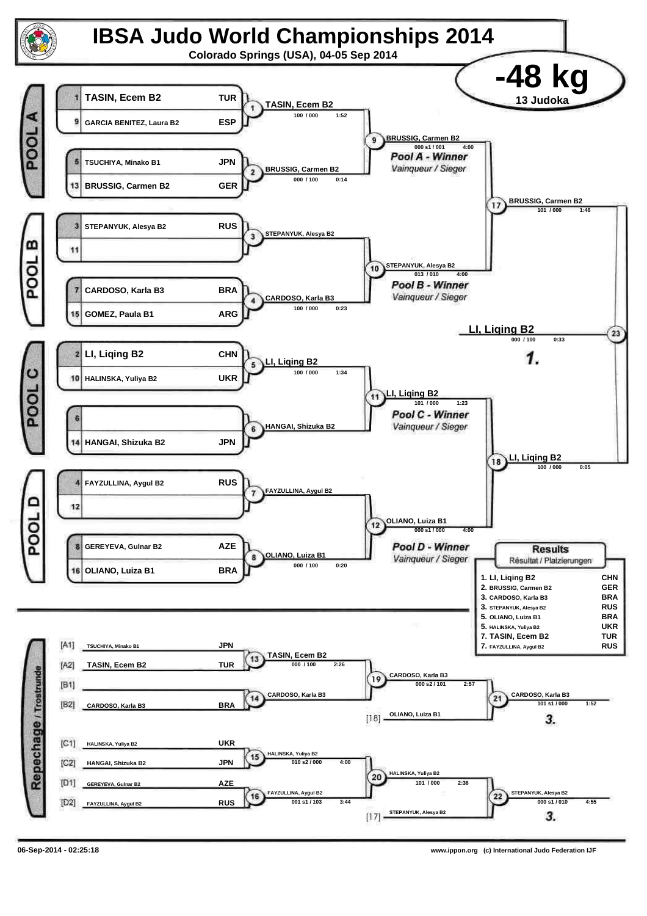# IBSA Judo World Championships 2014

Colorado Springs (USA), 04-05 Sep 2014

## -48 kg

13 Judoka

### POOL A

| Seed | Name | Nation |
|---|---|---|
| 1 | TASIN, Ecem B2 | TUR |
| 9 | GARCIA BENITEZ, Laura B2 | ESP |
| 5 | TSUCHIYA, Minako B1 | JPN |
| 13 | BRUSSIG, Carmen B2 | GER |

- Match 1: TASIN, Ecem B2 — 100 / 000 — 1:52
- Match 2: BRUSSIG, Carmen B2 — 000 / 100 — 0:14
- Match 9: BRUSSIG, Carmen B2 — 000 s1 / 001 — 4:00

Pool A - Winner
Vainqueur / Sieger

### POOL B

| Seed | Name | Nation |
|---|---|---|
| 3 | STEPANYUK, Alesya B2 | RUS |
| 11 | | |
| 7 | CARDOSO, Karla B3 | BRA |
| 15 | GOMEZ, Paula B1 | ARG |

- Match 3: STEPANYUK, Alesya B2
- Match 4: CARDOSO, Karla B3 — 100 / 000 — 0:23
- Match 10: STEPANYUK, Alesya B2 — 013 / 010 — 4:00

Pool B - Winner
Vainqueur / Sieger

### POOL C

| Seed | Name | Nation |
|---|---|---|
| 2 | LI, Liqing B2 | CHN |
| 10 | HALINSKA, Yuliya B2 | UKR |
| 6 | | |
| 14 | HANGAI, Shizuka B2 | JPN |

- Match 5: LI, Liqing B2 — 100 / 000 — 1:34
- Match 6: HANGAI, Shizuka B2
- Match 11: LI, Liqing B2 — 101 / 000 — 1:23

Pool C - Winner
Vainqueur / Sieger

### POOL D

| Seed | Name | Nation |
|---|---|---|
| 4 | FAYZULLINA, Aygul B2 | RUS |
| 12 | | |
| 8 | GEREYEVA, Gulnar B2 | AZE |
| 16 | OLIANO, Luiza B1 | BRA |

- Match 7: FAYZULLINA, Aygul B2
- Match 8: OLIANO, Luiza B1 — 000 / 100 — 0:20
- Match 12: OLIANO, Luiza B1 — 000 s1 / 000 — 4:00

Pool D - Winner
Vainqueur / Sieger

### Semi-finals and Final

- Match 17: BRUSSIG, Carmen B2 — 101 / 000 — 1:46
- Match 18: LI, Liqing B2 — 100 / 000 — 0:05
- Match 23: LI, Liqing B2 — 000 / 100 — 0:33 — **1.**

### Repechage / Trostrunde

| Pos | Name | Nation |
|---|---|---|
| [A1] | TSUCHIYA, Minako B1 | JPN |
| [A2] | TASIN, Ecem B2 | TUR |
| [B1] | | |
| [B2] | CARDOSO, Karla B3 | BRA |
| [C1] | HALINSKA, Yuliya B2 | UKR |
| [C2] | HANGAI, Shizuka B2 | JPN |
| [D1] | GEREYEVA, Gulnar B2 | AZE |
| [D2] | FAYZULLINA, Aygul B2 | RUS |

- Match 13: TASIN, Ecem B2 — 000 / 100 — 2:26
- Match 14: CARDOSO, Karla B3
- Match 19: CARDOSO, Karla B3 — 000 s2 / 101 — 2:57
- [18] OLIANO, Luiza B1
- Match 21: CARDOSO, Karla B3 — 101 s1 / 000 — 1:52 — **3.**
- Match 15: HALINSKA, Yuliya B2 — 010 s2 / 000 — 4:00
- Match 16: FAYZULLINA, Aygul B2 — 001 s1 / 103 — 3:44
- Match 20: HALINSKA, Yuliya B2 — 101 / 000 — 2:36
- [17] STEPANYUK, Alesya B2
- Match 22: STEPANYUK, Alesya B2 — 000 s1 / 010 — 4:55 — **3.**

### Results
Résultat / Platzierungen

| Rank | Name | Nation |
|---|---|---|
| 1. | LI, Liqing B2 | CHN |
| 2. | BRUSSIG, Carmen B2 | GER |
| 3. | CARDOSO, Karla B3 | BRA |
| 3. | STEPANYUK, Alesya B2 | RUS |
| 5. | OLIANO, Luiza B1 | BRA |
| 5. | HALINSKA, Yuliya B2 | UKR |
| 7. | TASIN, Ecem B2 | TUR |
| 7. | FAYZULLINA, Aygul B2 | RUS |

06-Sep-2014 - 02:25:18

www.ippon.org (c) International Judo Federation IJF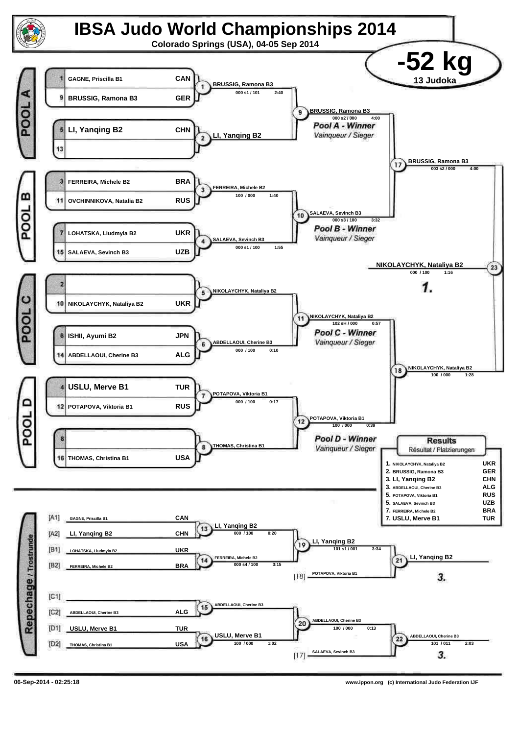# IBSA Judo World Championships 2014

Colorado Springs (USA), 04-05 Sep 2014

## -52 kg

13 Judoka

### POOL A

| No. | Name | Country |
|---|---|---|
| 1 | GAGNE, Priscilla B1 | CAN |
| 9 | BRUSSIG, Ramona B3 | GER |
| 5 | LI, Yanqing B2 | CHN |
| 13 | | |

- Contest 1: BRUSSIG, Ramona B3 — 000 s1 / 101 — 2:40
- Contest 2: LI, Yanqing B2
- Contest 9: BRUSSIG, Ramona B3 — 000 s2 / 000 — 4:00

*Pool A - Winner*
*Vainqueur / Sieger*

### POOL B

| No. | Name | Country |
|---|---|---|
| 3 | FERREIRA, Michele B2 | BRA |
| 11 | OVCHINNIKOVA, Natalia B2 | RUS |
| 7 | LOHATSKA, Liudmyla B2 | UKR |
| 15 | SALAEVA, Sevinch B3 | UZB |

- Contest 3: FERREIRA, Michele B2 — 100 / 000 — 1:40
- Contest 4: SALAEVA, Sevinch B3 — 000 s1 / 100 — 1:55
- Contest 10: SALAEVA, Sevinch B3 — 000 s3 / 100 — 3:32

*Pool B - Winner*
*Vainqueur / Sieger*

- Contest 17: BRUSSIG, Ramona B3 — 003 s2 / 000 — 4:00

### POOL C

| No. | Name | Country |
|---|---|---|
| 2 | | |
| 10 | NIKOLAYCHYK, Nataliya B2 | UKR |
| 6 | ISHII, Ayumi B2 | JPN |
| 14 | ABDELLAOUI, Cherine B3 | ALG |

- Contest 5: NIKOLAYCHYK, Nataliya B2
- Contest 6: ABDELLAOUI, Cherine B3 — 000 / 100 — 0:10
- Contest 11: NIKOLAYCHYK, Nataliya B2 — 102 sH / 000 — 0:57

*Pool C - Winner*
*Vainqueur / Sieger*

### POOL D

| No. | Name | Country |
|---|---|---|
| 4 | USLU, Merve B1 | TUR |
| 12 | POTAPOVA, Viktoria B1 | RUS |
| 8 | | |
| 16 | THOMAS, Christina B1 | USA |

- Contest 7: POTAPOVA, Viktoria B1 — 000 / 100 — 0:17
- Contest 8: THOMAS, Christina B1
- Contest 12: POTAPOVA, Viktoria B1 — 100 / 000 — 0:39

*Pool D - Winner*
*Vainqueur / Sieger*

- Contest 18: NIKOLAYCHYK, Nataliya B2 — 100 / 000 — 1:28

### Final

- Contest 23: NIKOLAYCHYK, Nataliya B2 — 000 / 100 — 1:16 — **1.**

### Repechage / Trostrunde

| Pos. | Name | Country |
|---|---|---|
| [A1] | GAGNE, Priscilla B1 | CAN |
| [A2] | LI, Yanqing B2 | CHN |
| [B1] | LOHATSKA, Liudmyla B2 | UKR |
| [B2] | FERREIRA, Michele B2 | BRA |
| [C1] | | |
| [C2] | ABDELLAOUI, Cherine B3 | ALG |
| [D1] | USLU, Merve B1 | TUR |
| [D2] | THOMAS, Christina B1 | USA |

- Contest 13: LI, Yanqing B2 — 000 / 100 — 0:20
- Contest 14: FERREIRA, Michele B2 — 000 s4 / 100 — 3:15
- Contest 19: LI, Yanqing B2 — 101 s1 / 001 — 3:34
- [18] POTAPOVA, Viktoria B1
- Contest 21: LI, Yanqing B2 — **3.**
- Contest 15: ABDELLAOUI, Cherine B3
- Contest 16: USLU, Merve B1 — 100 / 000 — 1:02
- Contest 20: ABDELLAOUI, Cherine B3 — 100 / 000 — 0:13
- [17] SALAEVA, Sevinch B3
- Contest 22: ABDELLAOUI, Cherine B3 — 101 / 011 — 2:03 — **3.**

### Results
Résultat / Platzierungen

| Place | Name | Country |
|---|---|---|
| 1. | NIKOLAYCHYK, Nataliya B2 | UKR |
| 2. | BRUSSIG, Ramona B3 | GER |
| 3. | LI, Yanqing B2 | CHN |
| 3. | ABDELLAOUI, Cherine B3 | ALG |
| 5. | POTAPOVA, Viktoria B1 | RUS |
| 5. | SALAEVA, Sevinch B3 | UZB |
| 7. | FERREIRA, Michele B2 | BRA |
| 7. | USLU, Merve B1 | TUR |

06-Sep-2014 - 02:25:18

www.ippon.org (c) International Judo Federation IJF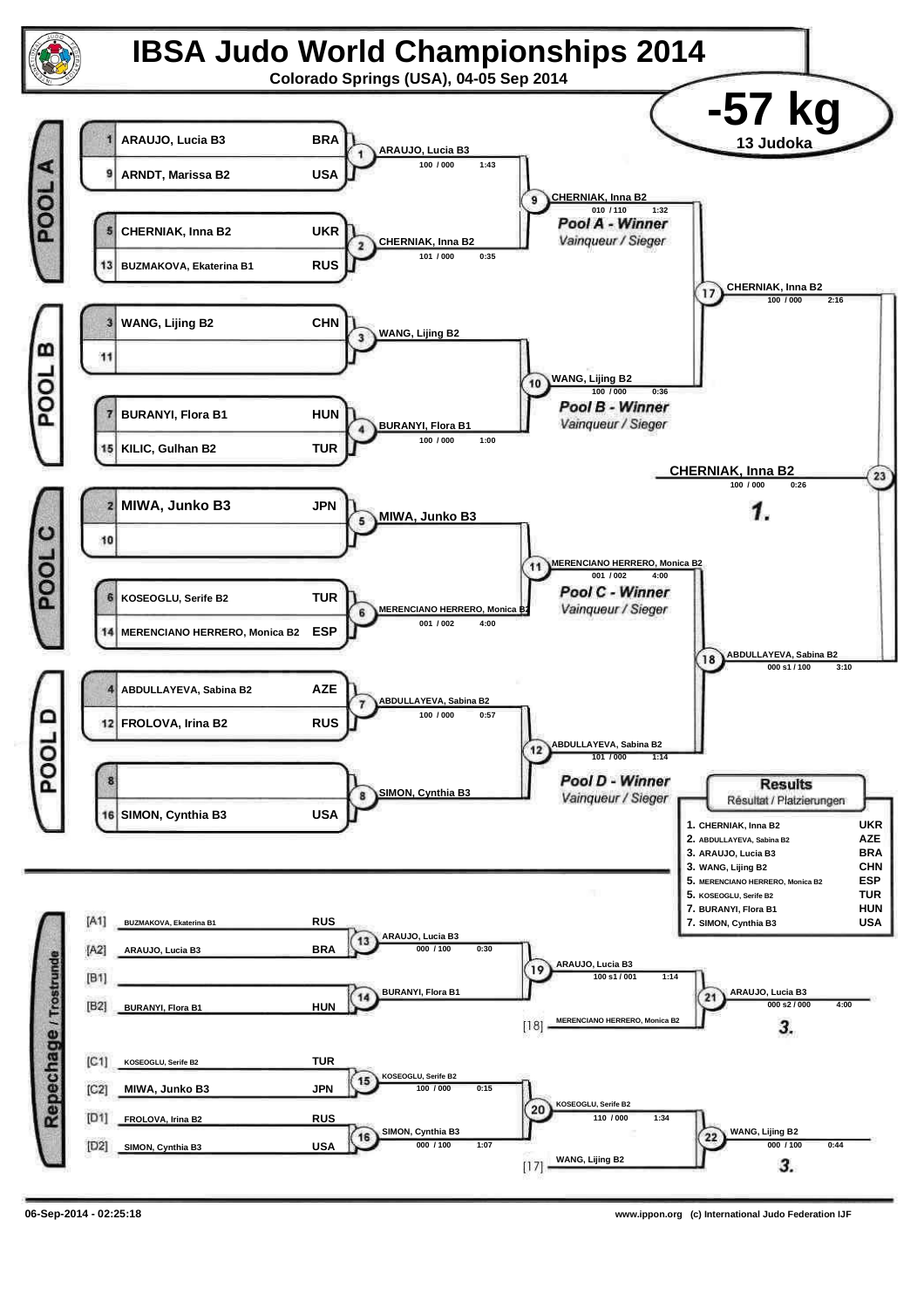# IBSA Judo World Championships 2014

**Colorado Springs (USA), 04-05 Sep 2014**

## -57 kg

**13 Judoka**

### POOL A

| Seed | Name | Country |
|---|---|---|
| 1 | ARAUJO, Lucia B3 | BRA |
| 9 | ARNDT, Marissa B2 | USA |
| 5 | CHERNIAK, Inna B2 | UKR |
| 13 | BUZMAKOVA, Ekaterina B1 | RUS |

- Match 1: ARAUJO, Lucia B3 — 100 / 000 — 1:43
- Match 2: CHERNIAK, Inna B2 — 101 / 000 — 0:35
- Match 9: CHERNIAK, Inna B2 — 010 / 110 — 1:32

*Pool A - Winner*
*Vainqueur / Sieger*

### POOL B

| Seed | Name | Country |
|---|---|---|
| 3 | WANG, Lijing B2 | CHN |
| 11 | | |
| 7 | BURANYI, Flora B1 | HUN |
| 15 | KILIC, Gulhan B2 | TUR |

- Match 3: WANG, Lijing B2
- Match 4: BURANYI, Flora B1 — 100 / 000 — 1:00
- Match 10: WANG, Lijing B2 — 100 / 000 — 0:36

*Pool B - Winner*
*Vainqueur / Sieger*

### POOL C

| Seed | Name | Country |
|---|---|---|
| 2 | MIWA, Junko B3 | JPN |
| 10 | | |
| 6 | KOSEOGLU, Serife B2 | TUR |
| 14 | MERENCIANO HERRERO, Monica B2 | ESP |

- Match 5: MIWA, Junko B3
- Match 6: MERENCIANO HERRERO, Monica B2 — 001 / 002 — 4:00
- Match 11: MERENCIANO HERRERO, Monica B2 — 001 / 002 — 4:00

*Pool C - Winner*
*Vainqueur / Sieger*

### POOL D

| Seed | Name | Country |
|---|---|---|
| 4 | ABDULLAYEVA, Sabina B2 | AZE |
| 12 | FROLOVA, Irina B2 | RUS |
| 8 | | |
| 16 | SIMON, Cynthia B3 | USA |

- Match 7: ABDULLAYEVA, Sabina B2 — 100 / 000 — 0:57
- Match 8: SIMON, Cynthia B3
- Match 12: ABDULLAYEVA, Sabina B2 — 101 / 000 — 1:14

*Pool D - Winner*
*Vainqueur / Sieger*

### Semi-finals and Final

- Match 17: CHERNIAK, Inna B2 — 100 / 000 — 2:16
- Match 18: ABDULLAYEVA, Sabina B2 — 000 s1 / 100 — 3:10
- Match 23: **CHERNIAK, Inna B2** — 100 / 000 — 0:26 — **1.**

### Repechage / Trostrunde

| Slot | Name | Country |
|---|---|---|
| [A1] | BUZMAKOVA, Ekaterina B1 | RUS |
| [A2] | ARAUJO, Lucia B3 | BRA |
| [B1] | | |
| [B2] | BURANYI, Flora B1 | HUN |
| [C1] | KOSEOGLU, Serife B2 | TUR |
| [C2] | MIWA, Junko B3 | JPN |
| [D1] | FROLOVA, Irina B2 | RUS |
| [D2] | SIMON, Cynthia B3 | USA |

- Match 13: ARAUJO, Lucia B3 — 000 / 100 — 0:30
- Match 14: BURANYI, Flora B1
- Match 19: ARAUJO, Lucia B3 — 100 s1 / 001 — 1:14
- [18] MERENCIANO HERRERO, Monica B2
- Match 21: ARAUJO, Lucia B3 — 000 s2 / 000 — 4:00 — **3.**
- Match 15: KOSEOGLU, Serife B2 — 100 / 000 — 0:15
- Match 16: SIMON, Cynthia B3 — 000 / 100 — 1:07
- Match 20: KOSEOGLU, Serife B2 — 110 / 000 — 1:34
- [17] WANG, Lijing B2
- Match 22: WANG, Lijing B2 — 000 / 100 — 0:44 — **3.**

### Results
Résultat / Platzierungen

| Place | Name | Country |
|---|---|---|
| 1. | CHERNIAK, Inna B2 | UKR |
| 2. | ABDULLAYEVA, Sabina B2 | AZE |
| 3. | ARAUJO, Lucia B3 | BRA |
| 3. | WANG, Lijing B2 | CHN |
| 5. | MERENCIANO HERRERO, Monica B2 | ESP |
| 5. | KOSEOGLU, Serife B2 | TUR |
| 7. | BURANYI, Flora B1 | HUN |
| 7. | SIMON, Cynthia B3 | USA |

06-Sep-2014 - 02:25:18

www.ippon.org (c) International Judo Federation IJF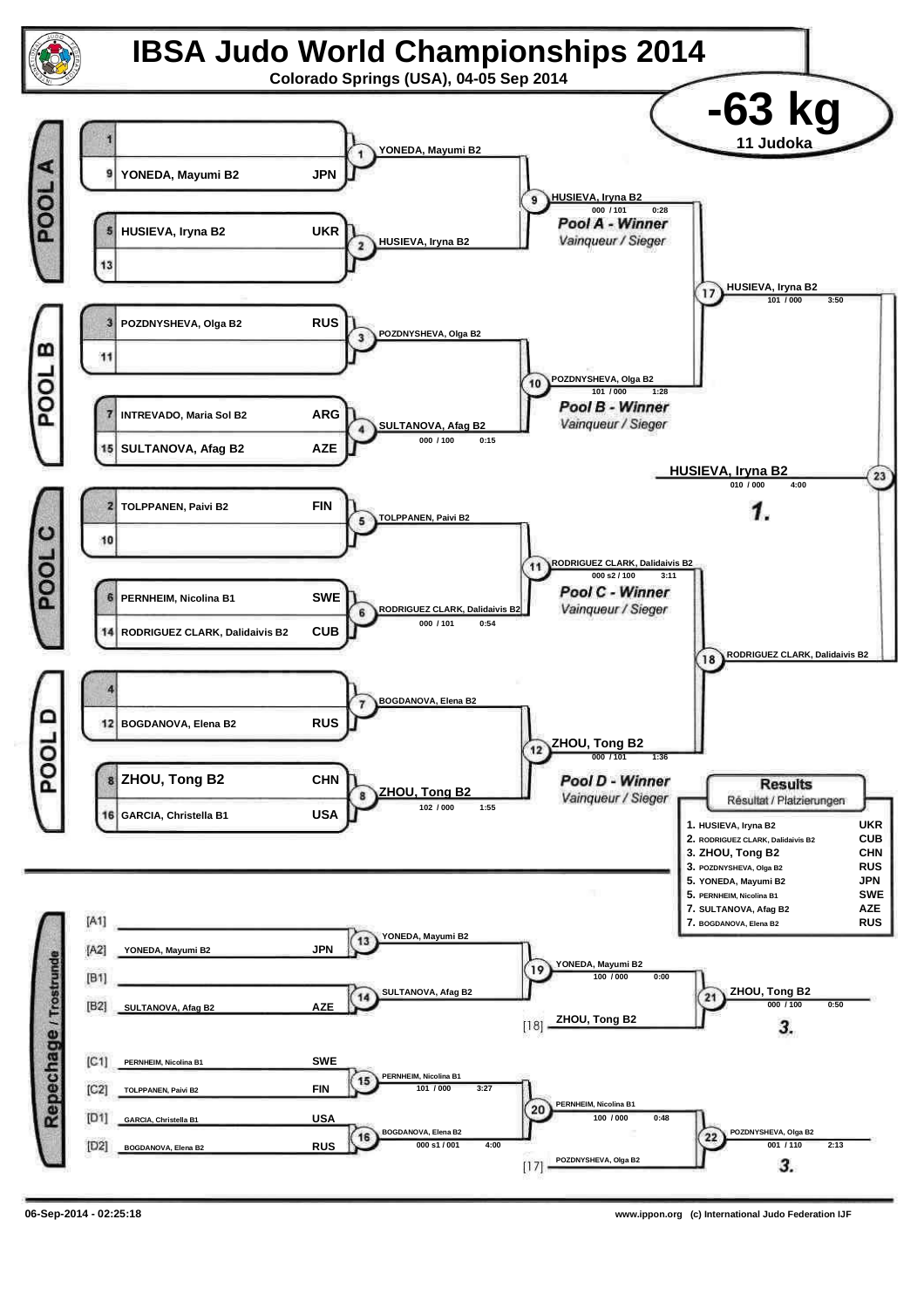# IBSA Judo World Championships 2014

Colorado Springs (USA), 04-05 Sep 2014

## -63 kg

11 Judoka

### POOL A

| Seed | Name | Nation |
|---|---|---|
| 1 | | |
| 9 | YONEDA, Mayumi B2 | JPN |
| 5 | HUSIEVA, Iryna B2 | UKR |
| 13 | | |

- Match 1: YONEDA, Mayumi B2
- Match 2: HUSIEVA, Iryna B2
- Match 9: HUSIEVA, Iryna B2 — 000 / 101 — 0:28

Pool A - Winner / Vainqueur / Sieger

### POOL B

| Seed | Name | Nation |
|---|---|---|
| 3 | POZDNYSHEVA, Olga B2 | RUS |
| 11 | | |
| 7 | INTREVADO, Maria Sol B2 | ARG |
| 15 | SULTANOVA, Afag B2 | AZE |

- Match 3: POZDNYSHEVA, Olga B2
- Match 4: SULTANOVA, Afag B2 — 000 / 100 — 0:15
- Match 10: POZDNYSHEVA, Olga B2 — 101 / 000 — 1:28

Pool B - Winner / Vainqueur / Sieger

- Match 17: HUSIEVA, Iryna B2 — 101 / 000 — 3:50

### POOL C

| Seed | Name | Nation |
|---|---|---|
| 2 | TOLPPANEN, Paivi B2 | FIN |
| 10 | | |
| 6 | PERNHEIM, Nicolina B1 | SWE |
| 14 | RODRIGUEZ CLARK, Dalidaivis B2 | CUB |

- Match 5: TOLPPANEN, Paivi B2
- Match 6: RODRIGUEZ CLARK, Dalidaivis B2 — 000 / 101 — 0:54
- Match 11: RODRIGUEZ CLARK, Dalidaivis B2 — 000 s2 / 100 — 3:11

Pool C - Winner / Vainqueur / Sieger

### POOL D

| Seed | Name | Nation |
|---|---|---|
| 4 | | |
| 12 | BOGDANOVA, Elena B2 | RUS |
| 8 | ZHOU, Tong B2 | CHN |
| 16 | GARCIA, Christella B1 | USA |

- Match 7: BOGDANOVA, Elena B2
- Match 8: ZHOU, Tong B2 — 102 / 000 — 1:55
- Match 12: ZHOU, Tong B2 — 000 / 101 — 1:36

Pool D - Winner / Vainqueur / Sieger

- Match 18: RODRIGUEZ CLARK, Dalidaivis B2

### Final

- Match 23: HUSIEVA, Iryna B2 — 010 / 000 — 4:00 — 1.

### Repechage / Trostrunde

| Slot | Name | Nation |
|---|---|---|
| [A1] | | |
| [A2] | YONEDA, Mayumi B2 | JPN |
| [B1] | | |
| [B2] | SULTANOVA, Afag B2 | AZE |
| [C1] | PERNHEIM, Nicolina B1 | SWE |
| [C2] | TOLPPANEN, Paivi B2 | FIN |
| [D1] | GARCIA, Christella B1 | USA |
| [D2] | BOGDANOVA, Elena B2 | RUS |

- Match 13: YONEDA, Mayumi B2
- Match 14: SULTANOVA, Afag B2
- Match 19: YONEDA, Mayumi B2 — 100 / 000 — 0:00
- [18] ZHOU, Tong B2
- Match 21: ZHOU, Tong B2 — 000 / 100 — 0:50 — 3.
- Match 15: PERNHEIM, Nicolina B1 — 101 / 000 — 3:27
- Match 16: BOGDANOVA, Elena B2 — 000 s1 / 001 — 4:00
- Match 20: PERNHEIM, Nicolina B1 — 100 / 000 — 0:48
- [17] POZDNYSHEVA, Olga B2
- Match 22: POZDNYSHEVA, Olga B2 — 001 / 110 — 2:13 — 3.

### Results / Résultat / Platzierungen

| Place | Name | Nation |
|---|---|---|
| 1. | HUSIEVA, Iryna B2 | UKR |
| 2. | RODRIGUEZ CLARK, Dalidaivis B2 | CUB |
| 3. | ZHOU, Tong B2 | CHN |
| 3. | POZDNYSHEVA, Olga B2 | RUS |
| 5. | YONEDA, Mayumi B2 | JPN |
| 5. | PERNHEIM, Nicolina B1 | SWE |
| 7. | SULTANOVA, Afag B2 | AZE |
| 7. | BOGDANOVA, Elena B2 | RUS |

06-Sep-2014 - 02:25:18

www.ippon.org (c) International Judo Federation IJF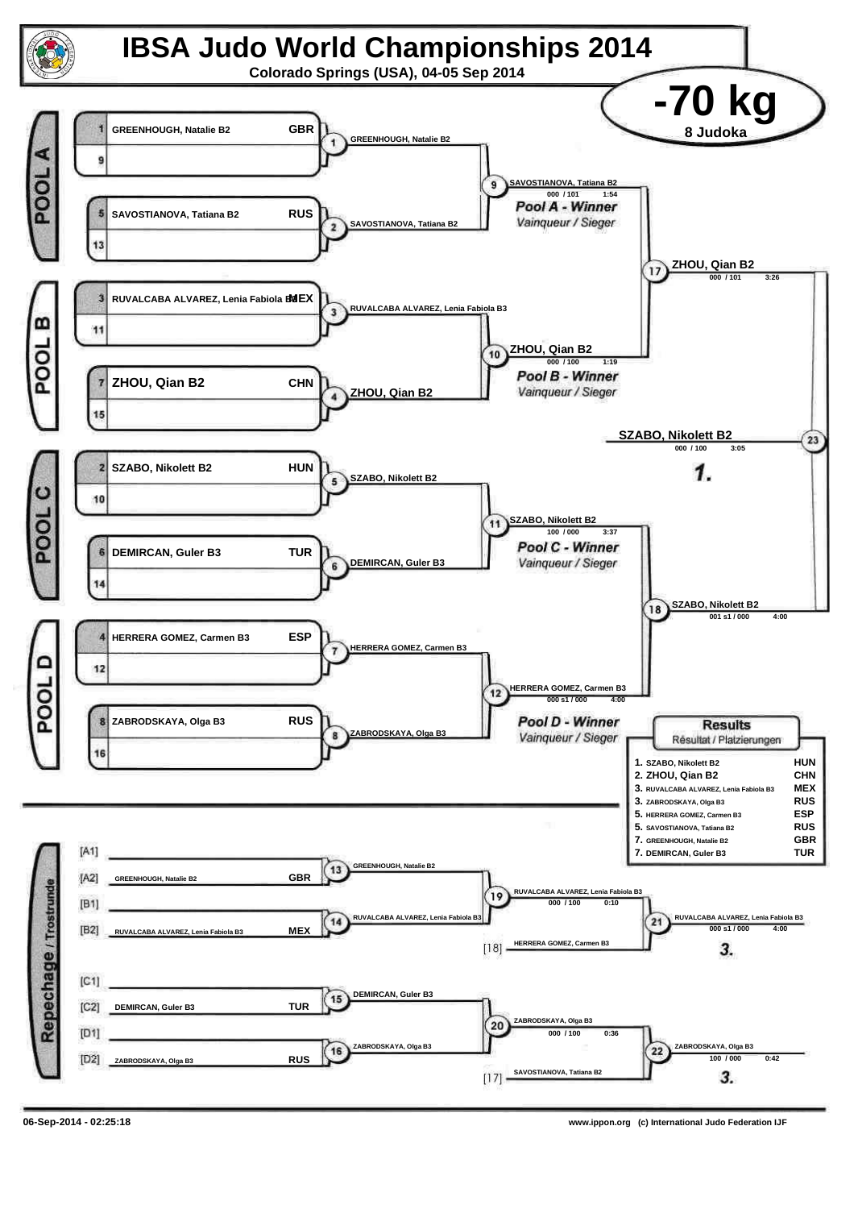# IBSA Judo World Championships 2014

Colorado Springs (USA), 04-05 Sep 2014

## -70 kg

8 Judoka

### POOL A

| Seed | Name | Country |
|---|---|---|
| 1 | GREENHOUGH, Natalie B2 | GBR |
| 9 | | |
| 5 | SAVOSTIANOVA, Tatiana B2 | RUS |
| 13 | | |

- (1) GREENHOUGH, Natalie B2
- (2) SAVOSTIANOVA, Tatiana B2
- (9) SAVOSTIANOVA, Tatiana B2 — 000 / 101 — 1:54

*Pool A - Winner*
*Vainqueur / Sieger*

### POOL B

| Seed | Name | Country |
|---|---|---|
| 3 | RUVALCABA ALVAREZ, Lenia Fabiola B3 | MEX |
| 11 | | |
| 7 | ZHOU, Qian B2 | CHN |
| 15 | | |

- (3) RUVALCABA ALVAREZ, Lenia Fabiola B3
- (4) ZHOU, Qian B2
- (10) ZHOU, Qian B2 — 000 / 100 — 1:19

*Pool B - Winner*
*Vainqueur / Sieger*

- (17) ZHOU, Qian B2 — 000 / 101 — 3:26

### POOL C

| Seed | Name | Country |
|---|---|---|
| 2 | SZABO, Nikolett B2 | HUN |
| 10 | | |
| 6 | DEMIRCAN, Guler B3 | TUR |
| 14 | | |

- (5) SZABO, Nikolett B2
- (6) DEMIRCAN, Guler B3
- (11) SZABO, Nikolett B2 — 100 / 000 — 3:37

*Pool C - Winner*
*Vainqueur / Sieger*

### POOL D

| Seed | Name | Country |
|---|---|---|
| 4 | HERRERA GOMEZ, Carmen B3 | ESP |
| 12 | | |
| 8 | ZABRODSKAYA, Olga B3 | RUS |
| 16 | | |

- (7) HERRERA GOMEZ, Carmen B3
- (8) ZABRODSKAYA, Olga B3
- (12) HERRERA GOMEZ, Carmen B3 — 000 s1 / 000 — 4:00

*Pool D - Winner*
*Vainqueur / Sieger*

- (18) SZABO, Nikolett B2 — 001 s1 / 000 — 4:00

### Final

- (23) SZABO, Nikolett B2 — 000 / 100 — 3:05 — **1.**

### Repechage / Trostrunde

- [A1]
- [A2] GREENHOUGH, Natalie B2 — GBR
- [B1]
- [B2] RUVALCABA ALVAREZ, Lenia Fabiola B3 — MEX
- (13) GREENHOUGH, Natalie B2
- (14) RUVALCABA ALVAREZ, Lenia Fabiola B3
- (19) RUVALCABA ALVAREZ, Lenia Fabiola B3 — 000 / 100 — 0:10
- [18] HERRERA GOMEZ, Carmen B3
- (21) RUVALCABA ALVAREZ, Lenia Fabiola B3 — 000 s1 / 000 — 4:00 — **3.**

- [C1]
- [C2] DEMIRCAN, Guler B3 — TUR
- [D1]
- [D2] ZABRODSKAYA, Olga B3 — RUS
- (15) DEMIRCAN, Guler B3
- (16) ZABRODSKAYA, Olga B3
- (20) ZABRODSKAYA, Olga B3 — 000 / 100 — 0:36
- [17] SAVOSTIANOVA, Tatiana B2
- (22) ZABRODSKAYA, Olga B3 — 100 / 000 — 0:42 — **3.**

### Results
Résultat / Platzierungen

| Place | Name | Country |
|---|---|---|
| 1. | SZABO, Nikolett B2 | HUN |
| 2. | ZHOU, Qian B2 | CHN |
| 3. | RUVALCABA ALVAREZ, Lenia Fabiola B3 | MEX |
| 3. | ZABRODSKAYA, Olga B3 | RUS |
| 5. | HERRERA GOMEZ, Carmen B3 | ESP |
| 5. | SAVOSTIANOVA, Tatiana B2 | RUS |
| 7. | GREENHOUGH, Natalie B2 | GBR |
| 7. | DEMIRCAN, Guler B3 | TUR |

06-Sep-2014 - 02:25:18

www.ippon.org (c) International Judo Federation IJF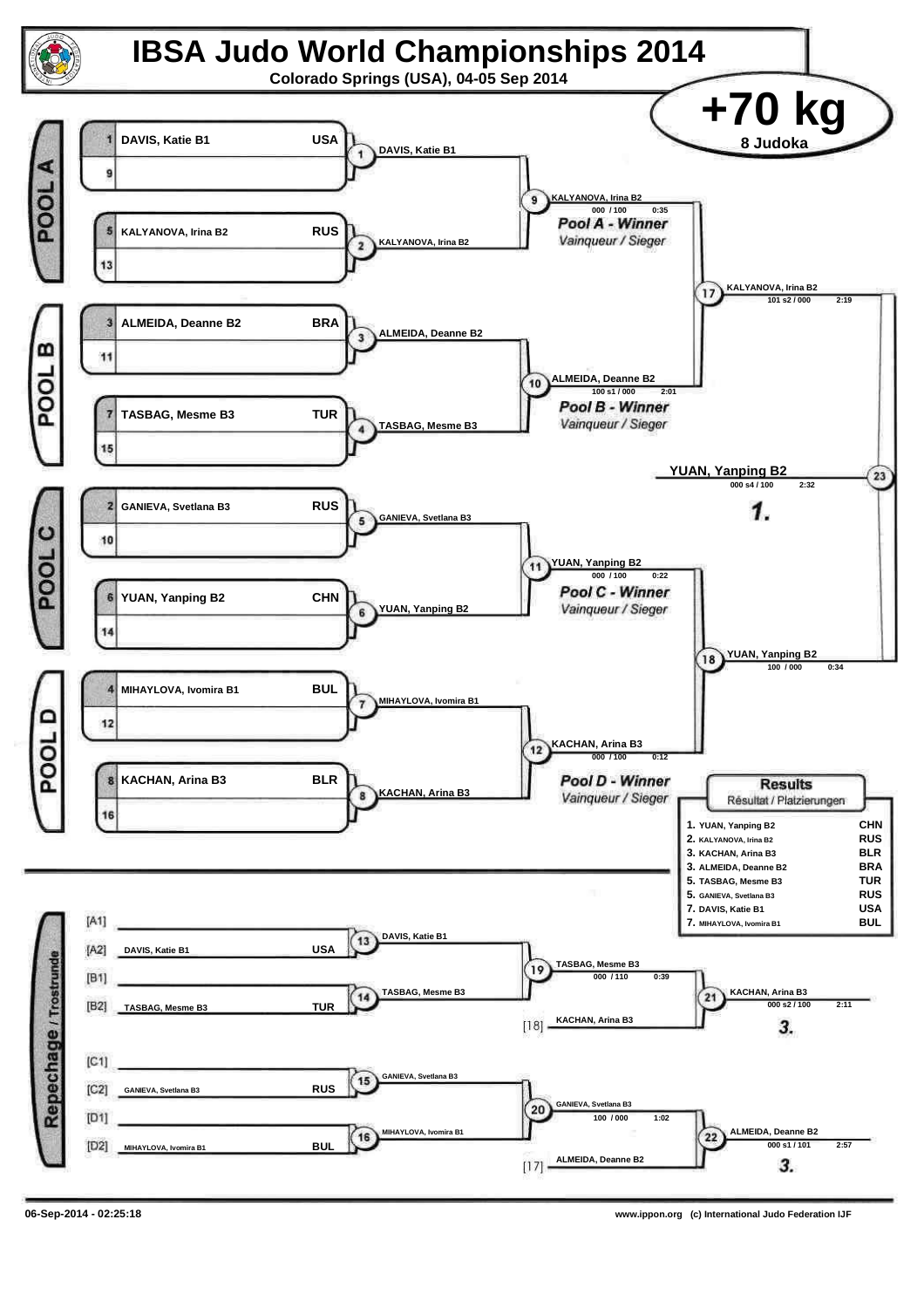# IBSA Judo World Championships 2014

**Colorado Springs (USA), 04-05 Sep 2014**

## +70 kg

**8 Judoka**

### POOL A

| Seed | Name | Country |
|---|---|---|
| 1 | DAVIS, Katie B1 | USA |
| 9 | | |
| 5 | KALYANOVA, Irina B2 | RUS |
| 13 | | |

- Match 1: DAVIS, Katie B1
- Match 2: KALYANOVA, Irina B2
- Match 9: KALYANOVA, Irina B2 — 000 / 100 — 0:35

*Pool A - Winner*
*Vainqueur / Sieger*

### POOL B

| Seed | Name | Country |
|---|---|---|
| 3 | ALMEIDA, Deanne B2 | BRA |
| 11 | | |
| 7 | TASBAG, Mesme B3 | TUR |
| 15 | | |

- Match 3: ALMEIDA, Deanne B2
- Match 4: TASBAG, Mesme B3
- Match 10: ALMEIDA, Deanne B2 — 100 s1 / 000 — 2:01

*Pool B - Winner*
*Vainqueur / Sieger*

### POOL C

| Seed | Name | Country |
|---|---|---|
| 2 | GANIEVA, Svetlana B3 | RUS |
| 10 | | |
| 6 | YUAN, Yanping B2 | CHN |
| 14 | | |

- Match 5: GANIEVA, Svetlana B3
- Match 6: YUAN, Yanping B2
- Match 11: YUAN, Yanping B2 — 000 / 100 — 0:22

*Pool C - Winner*
*Vainqueur / Sieger*

### POOL D

| Seed | Name | Country |
|---|---|---|
| 4 | MIHAYLOVA, Ivomira B1 | BUL |
| 12 | | |
| 8 | KACHAN, Arina B3 | BLR |
| 16 | | |

- Match 7: MIHAYLOVA, Ivomira B1
- Match 8: KACHAN, Arina B3
- Match 12: KACHAN, Arina B3 — 000 / 100 — 0:12

*Pool D - Winner*
*Vainqueur / Sieger*

### Semifinals and Final

- Match 17: KALYANOVA, Irina B2 — 101 s2 / 000 — 2:19
- Match 18: YUAN, Yanping B2 — 100 / 000 — 0:34
- Match 23: **YUAN, Yanping B2** — 000 s4 / 100 — 2:32 — **1.**

### Repechage / Trostrunde

| Slot | Name | Country |
|---|---|---|
| [A1] | | |
| [A2] | DAVIS, Katie B1 | USA |
| [B1] | | |
| [B2] | TASBAG, Mesme B3 | TUR |
| [C1] | | |
| [C2] | GANIEVA, Svetlana B3 | RUS |
| [D1] | | |
| [D2] | MIHAYLOVA, Ivomira B1 | BUL |

- Match 13: DAVIS, Katie B1
- Match 14: TASBAG, Mesme B3
- Match 19: TASBAG, Mesme B3 — 000 / 110 — 0:39
- [18] KACHAN, Arina B3
- Match 21: KACHAN, Arina B3 — 000 s2 / 100 — 2:11 — **3.**
- Match 15: GANIEVA, Svetlana B3
- Match 16: MIHAYLOVA, Ivomira B1
- Match 20: GANIEVA, Svetlana B3 — 100 / 000 — 1:02
- [17] ALMEIDA, Deanne B2
- Match 22: ALMEIDA, Deanne B2 — 000 s1 / 101 — 2:57 — **3.**

### Results

Résultat / Platzierungen

| Place | Name | Country |
|---|---|---|
| 1. | YUAN, Yanping B2 | CHN |
| 2. | KALYANOVA, Irina B2 | RUS |
| 3. | KACHAN, Arina B3 | BLR |
| 3. | ALMEIDA, Deanne B2 | BRA |
| 5. | TASBAG, Mesme B3 | TUR |
| 5. | GANIEVA, Svetlana B3 | RUS |
| 7. | DAVIS, Katie B1 | USA |
| 7. | MIHAYLOVA, Ivomira B1 | BUL |

06-Sep-2014 - 02:25:18

www.ippon.org (c) International Judo Federation IJF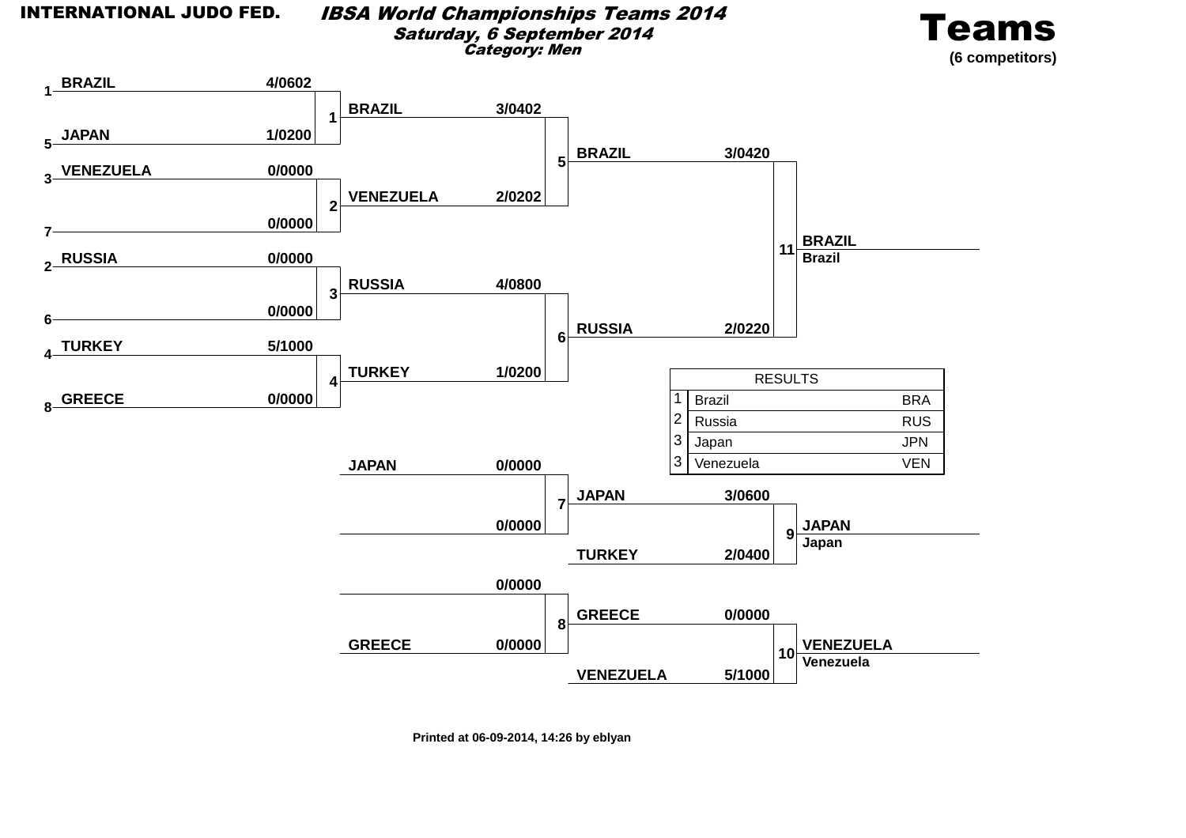INTERNATIONAL JUDO FED.

## IBSA World Championships Teams 2014

**Saturday, 6 September 2014**

**Category: Men**

# Teams

**(6 competitors)**

### Main Bracket

**Round 1**

| Contest | Seed | Team | Score |
|---|---|---|---|
| 1 | 1 | BRAZIL | 4/0602 |
| 1 | 5 | JAPAN | 1/0200 |
| 2 | 3 | VENEZUELA | 0/0000 |
| 2 | 7 | | 0/0000 |
| 3 | 2 | RUSSIA | 0/0000 |
| 3 | 6 | | 0/0000 |
| 4 | 4 | TURKEY | 5/1000 |
| 4 | 8 | GREECE | 0/0000 |

**Semi-finals**

| Contest | Team | Score |
|---|---|---|
| 5 | BRAZIL | 3/0402 |
| 5 | VENEZUELA | 2/0202 |
| 6 | RUSSIA | 4/0800 |
| 6 | TURKEY | 1/0200 |

**Final**

| Contest | Team | Score |
|---|---|---|
| 11 | BRAZIL | 3/0420 |
| 11 | RUSSIA | 2/0220 |

Winner: **BRAZIL** – Brazil

### Repechage

| Contest | Team | Score |
|---|---|---|
| 7 | JAPAN | 0/0000 |
| 7 | | 0/0000 |
| 8 | | 0/0000 |
| 8 | GREECE | 0/0000 |

### Bronze Contests

| Contest | Team | Score |
|---|---|---|
| 9 | JAPAN | 3/0600 |
| 9 | TURKEY | 2/0400 |
| 10 | GREECE | 0/0000 |
| 10 | VENEZUELA | 5/1000 |

Winner contest 9: **JAPAN** – Japan

Winner contest 10: **VENEZUELA** – Venezuela

### RESULTS

| Place | Team | Code |
|---|---|---|
| 1 | Brazil | BRA |
| 2 | Russia | RUS |
| 3 | Japan | JPN |
| 3 | Venezuela | VEN |

**Printed at 06-09-2014, 14:26 by eblyan**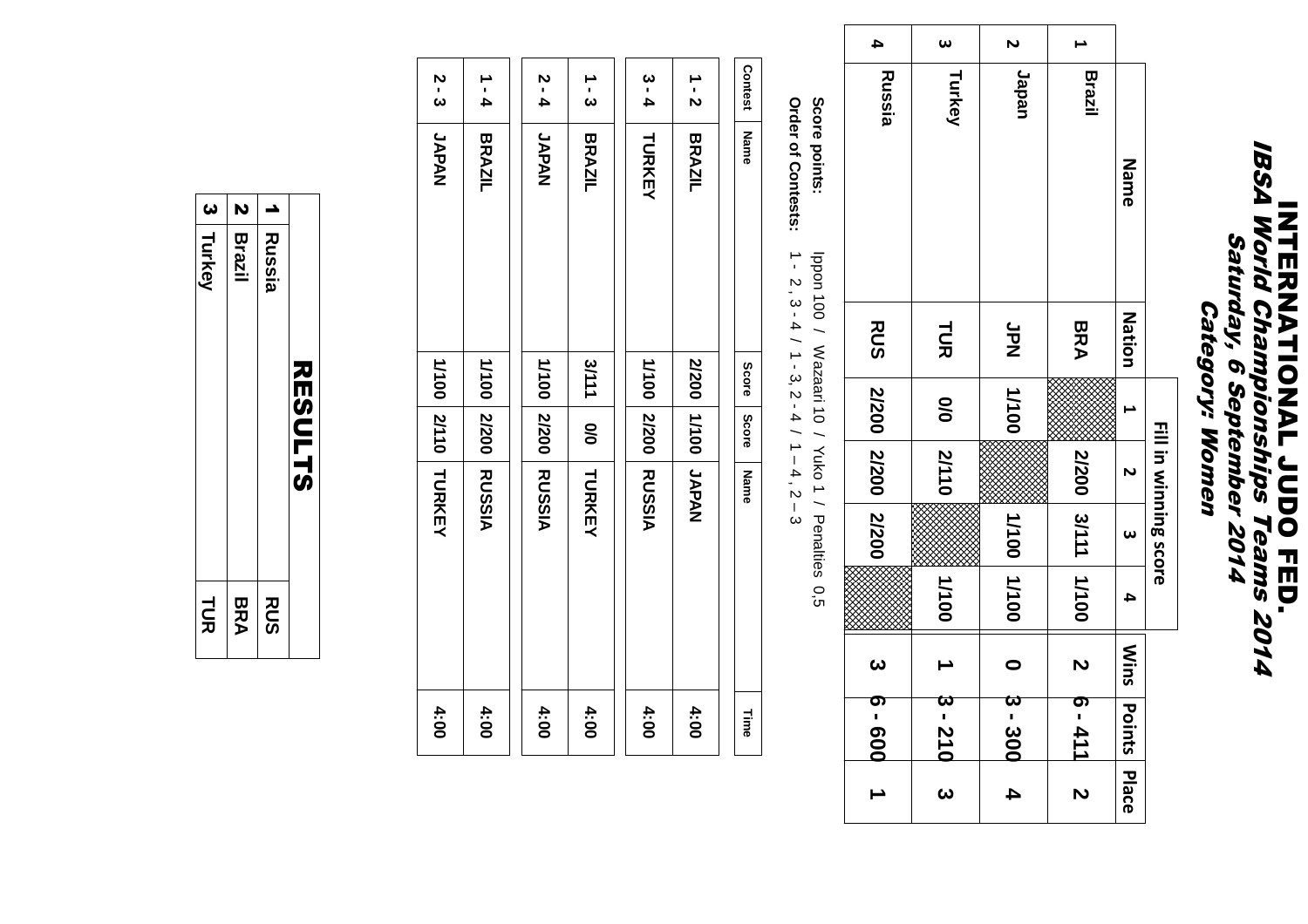# INTERNATIONAL JUDO FED.

## *IBSA World Championships Teams 2014*

### *Saturday, 6 September 2014*

### *Category: Women*

|  | Name | Nation | Fill in winning score 1 | 2 | 3 | 4 | Wins | Points | Place |
|---|---|---|---|---|---|---|---|---|---|
| 1 | Brazil | BRA |  | 2/200 | 3/111 | 1/100 | 2 | 6 - 411 | 2 |
| 2 | Japan | JPN | 1/100 |  | 1/100 | 1/100 | 0 | 3 - 300 | 4 |
| 3 | Turkey | TUR | 0/0 | 2/110 |  | 1/100 | 1 | 3 - 210 | 3 |
| 4 | Russia | RUS | 2/200 | 2/200 | 2/200 |  | 3 | 6 - 600 | 1 |

**Score points:** Ippon 100 / Wazaari 10 / Yuko 1 / Penalties 0,5

**Order of Contests:** 1 - 2, 3 - 4 / 1 - 3, 2 - 4 / 1 – 4, 2 – 3

| Contest | Name | Score | Score | Name | Time |
|---|---|---|---|---|---|
| 1 - 2 | BRAZIL | 2/200 | 1/100 | JAPAN | 4:00 |
| 3 - 4 | TURKEY | 1/100 | 2/200 | RUSSIA | 4:00 |
| 1 - 3 | BRAZIL | 3/11 | 0/0 | TURKEY | 4:00 |
| 2 - 4 | JAPAN | 1/100 | 2/200 | RUSSIA | 4:00 |
| 1 - 4 | BRAZIL | 1/100 | 2/200 | RUSSIA | 4:00 |
| 2 - 3 | JAPAN | 1/100 | 2/110 | TURKEY | 4:00 |

## RESULTS

|  |  |  |
|---|---|---|
| 1 | Russia | RUS |
| 2 | Brazil | BRA |
| 3 | Turkey | TUR |